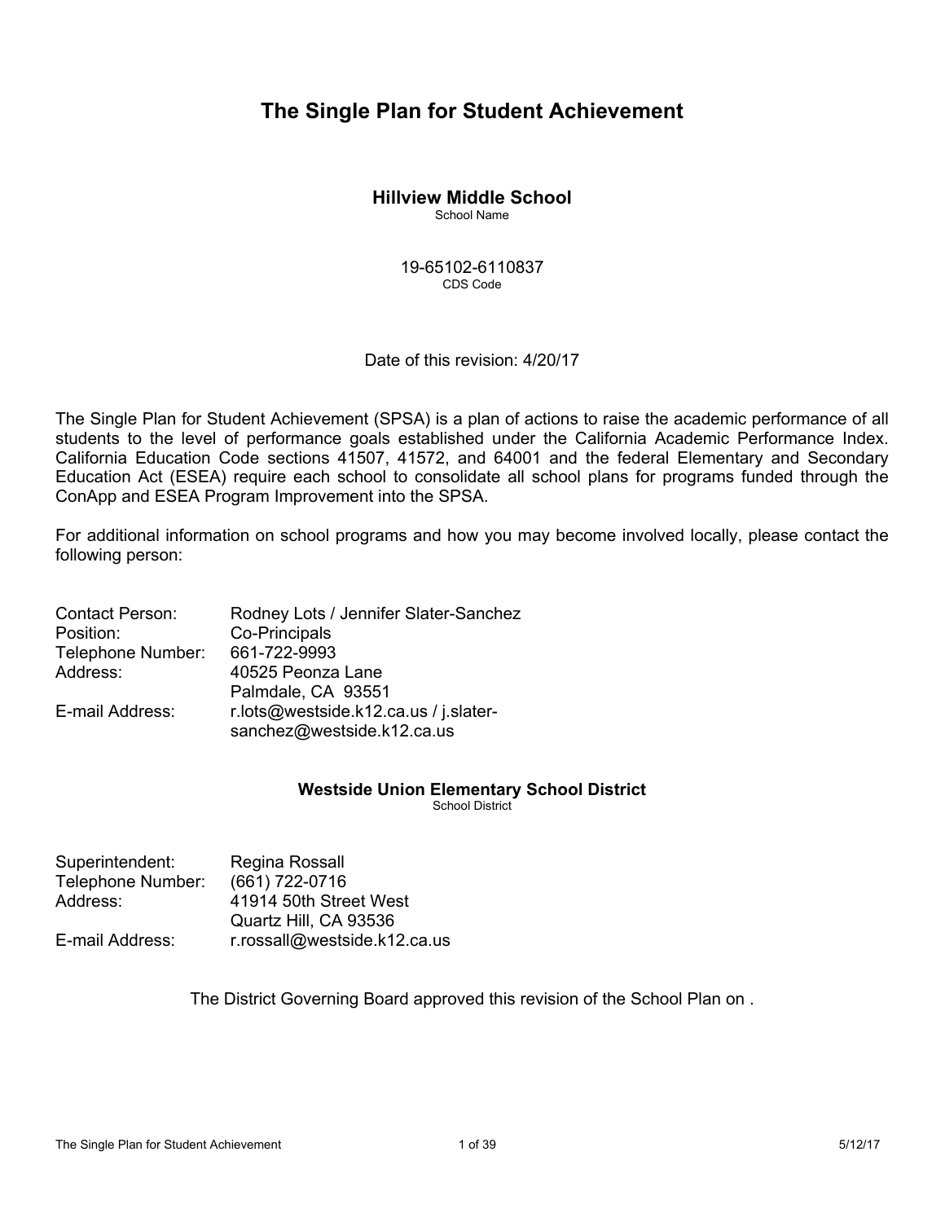# The Single Plan for Student Achievement

**Hillview Middle School**
School Name

19-65102-6110837
CDS Code

Date of this revision: 4/20/17

The Single Plan for Student Achievement (SPSA) is a plan of actions to raise the academic performance of all students to the level of performance goals established under the California Academic Performance Index. California Education Code sections 41507, 41572, and 64001 and the federal Elementary and Secondary Education Act (ESEA) require each school to consolidate all school plans for programs funded through the ConApp and ESEA Program Improvement into the SPSA.

For additional information on school programs and how you may become involved locally, please contact the following person:

| | |
|---|---|
| Contact Person: | Rodney Lots / Jennifer Slater-Sanchez |
| Position: | Co-Principals |
| Telephone Number: | 661-722-9993 |
| Address: | 40525 Peonza Lane<br>Palmdale, CA 93551 |
| E-mail Address: | r.lots@westside.k12.ca.us / j.slater-sanchez@westside.k12.ca.us |

**Westside Union Elementary School District**
School District

| | |
|---|---|
| Superintendent: | Regina Rossall |
| Telephone Number: | (661) 722-0716 |
| Address: | 41914 50th Street West<br>Quartz Hill, CA 93536 |
| E-mail Address: | r.rossall@westside.k12.ca.us |

The District Governing Board approved this revision of the School Plan on .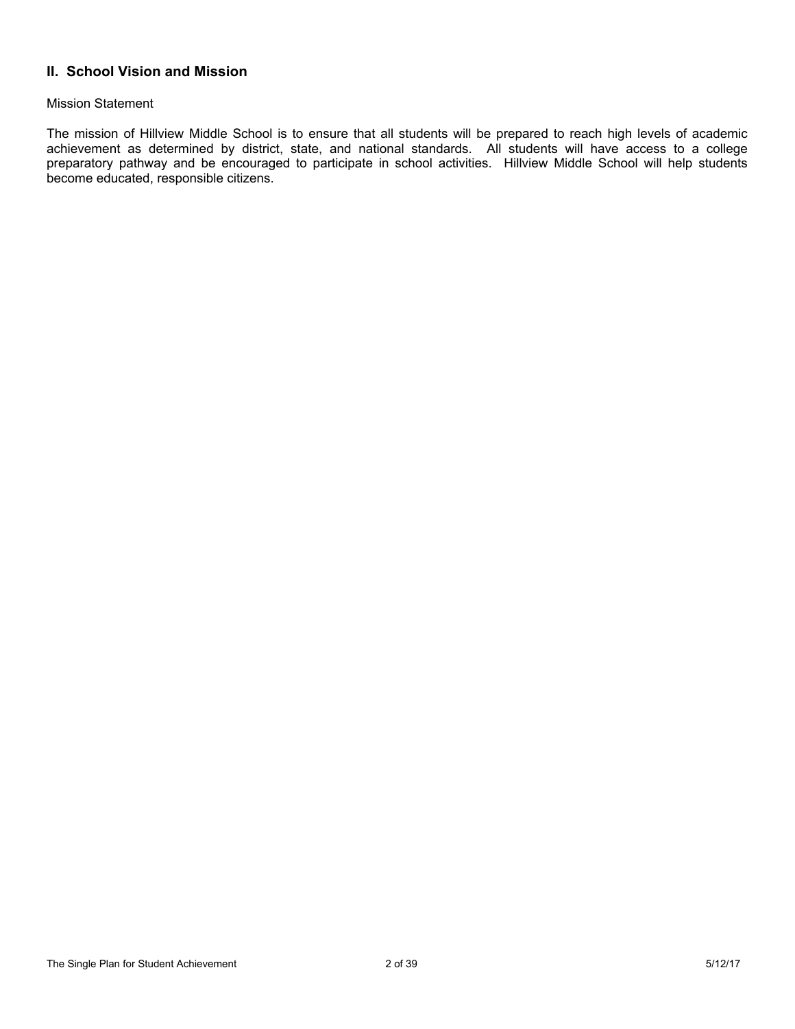## II. School Vision and Mission

Mission Statement

The mission of Hillview Middle School is to ensure that all students will be prepared to reach high levels of academic achievement as determined by district, state, and national standards. All students will have access to a college preparatory pathway and be encouraged to participate in school activities. Hillview Middle School will help students become educated, responsible citizens.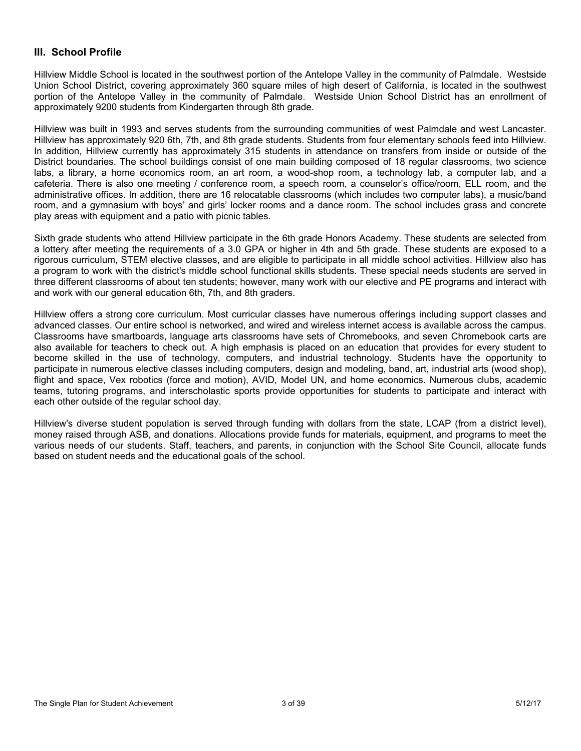## III. School Profile

Hillview Middle School is located in the southwest portion of the Antelope Valley in the community of Palmdale. Westside Union School District, covering approximately 360 square miles of high desert of California, is located in the southwest portion of the Antelope Valley in the community of Palmdale. Westside Union School District has an enrollment of approximately 9200 students from Kindergarten through 8th grade.

Hillview was built in 1993 and serves students from the surrounding communities of west Palmdale and west Lancaster. Hillview has approximately 920 6th, 7th, and 8th grade students. Students from four elementary schools feed into Hillview. In addition, Hillview currently has approximately 315 students in attendance on transfers from inside or outside of the District boundaries. The school buildings consist of one main building composed of 18 regular classrooms, two science labs, a library, a home economics room, an art room, a wood-shop room, a technology lab, a computer lab, and a cafeteria. There is also one meeting / conference room, a speech room, a counselor's office/room, ELL room, and the administrative offices. In addition, there are 16 relocatable classrooms (which includes two computer labs), a music/band room, and a gymnasium with boys' and girls' locker rooms and a dance room. The school includes grass and concrete play areas with equipment and a patio with picnic tables.

Sixth grade students who attend Hillview participate in the 6th grade Honors Academy. These students are selected from a lottery after meeting the requirements of a 3.0 GPA or higher in 4th and 5th grade. These students are exposed to a rigorous curriculum, STEM elective classes, and are eligible to participate in all middle school activities. Hillview also has a program to work with the district's middle school functional skills students. These special needs students are served in three different classrooms of about ten students; however, many work with our elective and PE programs and interact with and work with our general education 6th, 7th, and 8th graders.

Hillview offers a strong core curriculum. Most curricular classes have numerous offerings including support classes and advanced classes. Our entire school is networked, and wired and wireless internet access is available across the campus. Classrooms have smartboards, language arts classrooms have sets of Chromebooks, and seven Chromebook carts are also available for teachers to check out. A high emphasis is placed on an education that provides for every student to become skilled in the use of technology, computers, and industrial technology. Students have the opportunity to participate in numerous elective classes including computers, design and modeling, band, art, industrial arts (wood shop), flight and space, Vex robotics (force and motion), AVID, Model UN, and home economics. Numerous clubs, academic teams, tutoring programs, and interscholastic sports provide opportunities for students to participate and interact with each other outside of the regular school day.

Hillview's diverse student population is served through funding with dollars from the state, LCAP (from a district level), money raised through ASB, and donations. Allocations provide funds for materials, equipment, and programs to meet the various needs of our students. Staff, teachers, and parents, in conjunction with the School Site Council, allocate funds based on student needs and the educational goals of the school.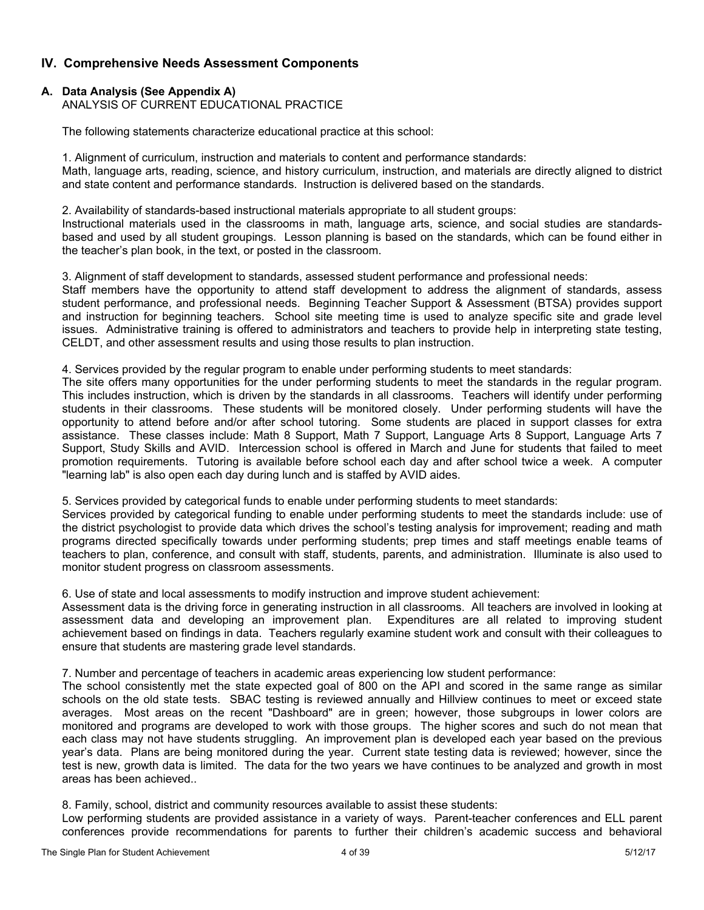## IV. Comprehensive Needs Assessment Components

### A. Data Analysis (See Appendix A)

ANALYSIS OF CURRENT EDUCATIONAL PRACTICE

The following statements characterize educational practice at this school:

1. Alignment of curriculum, instruction and materials to content and performance standards:
Math, language arts, reading, science, and history curriculum, instruction, and materials are directly aligned to district and state content and performance standards. Instruction is delivered based on the standards.

2. Availability of standards-based instructional materials appropriate to all student groups:
Instructional materials used in the classrooms in math, language arts, science, and social studies are standards-based and used by all student groupings. Lesson planning is based on the standards, which can be found either in the teacher's plan book, in the text, or posted in the classroom.

3. Alignment of staff development to standards, assessed student performance and professional needs:
Staff members have the opportunity to attend staff development to address the alignment of standards, assess student performance, and professional needs. Beginning Teacher Support & Assessment (BTSA) provides support and instruction for beginning teachers. School site meeting time is used to analyze specific site and grade level issues. Administrative training is offered to administrators and teachers to provide help in interpreting state testing, CELDT, and other assessment results and using those results to plan instruction.

4. Services provided by the regular program to enable under performing students to meet standards:
The site offers many opportunities for the under performing students to meet the standards in the regular program. This includes instruction, which is driven by the standards in all classrooms. Teachers will identify under performing students in their classrooms. These students will be monitored closely. Under performing students will have the opportunity to attend before and/or after school tutoring. Some students are placed in support classes for extra assistance. These classes include: Math 8 Support, Math 7 Support, Language Arts 8 Support, Language Arts 7 Support, Study Skills and AVID. Intercession school is offered in March and June for students that failed to meet promotion requirements. Tutoring is available before school each day and after school twice a week. A computer "learning lab" is also open each day during lunch and is staffed by AVID aides.

5. Services provided by categorical funds to enable under performing students to meet standards:
Services provided by categorical funding to enable under performing students to meet the standards include: use of the district psychologist to provide data which drives the school's testing analysis for improvement; reading and math programs directed specifically towards under performing students; prep times and staff meetings enable teams of teachers to plan, conference, and consult with staff, students, parents, and administration. Illuminate is also used to monitor student progress on classroom assessments.

6. Use of state and local assessments to modify instruction and improve student achievement:
Assessment data is the driving force in generating instruction in all classrooms. All teachers are involved in looking at assessment data and developing an improvement plan. Expenditures are all related to improving student achievement based on findings in data. Teachers regularly examine student work and consult with their colleagues to ensure that students are mastering grade level standards.

7. Number and percentage of teachers in academic areas experiencing low student performance:
The school consistently met the state expected goal of 800 on the API and scored in the same range as similar schools on the old state tests. SBAC testing is reviewed annually and Hillview continues to meet or exceed state averages. Most areas on the recent "Dashboard" are in green; however, those subgroups in lower colors are monitored and programs are developed to work with those groups. The higher scores and such do not mean that each class may not have students struggling. An improvement plan is developed each year based on the previous year's data. Plans are being monitored during the year. Current state testing data is reviewed; however, since the test is new, growth data is limited. The data for the two years we have continues to be analyzed and growth in most areas has been achieved..

8. Family, school, district and community resources available to assist these students:
Low performing students are provided assistance in a variety of ways. Parent-teacher conferences and ELL parent conferences provide recommendations for parents to further their children's academic success and behavioral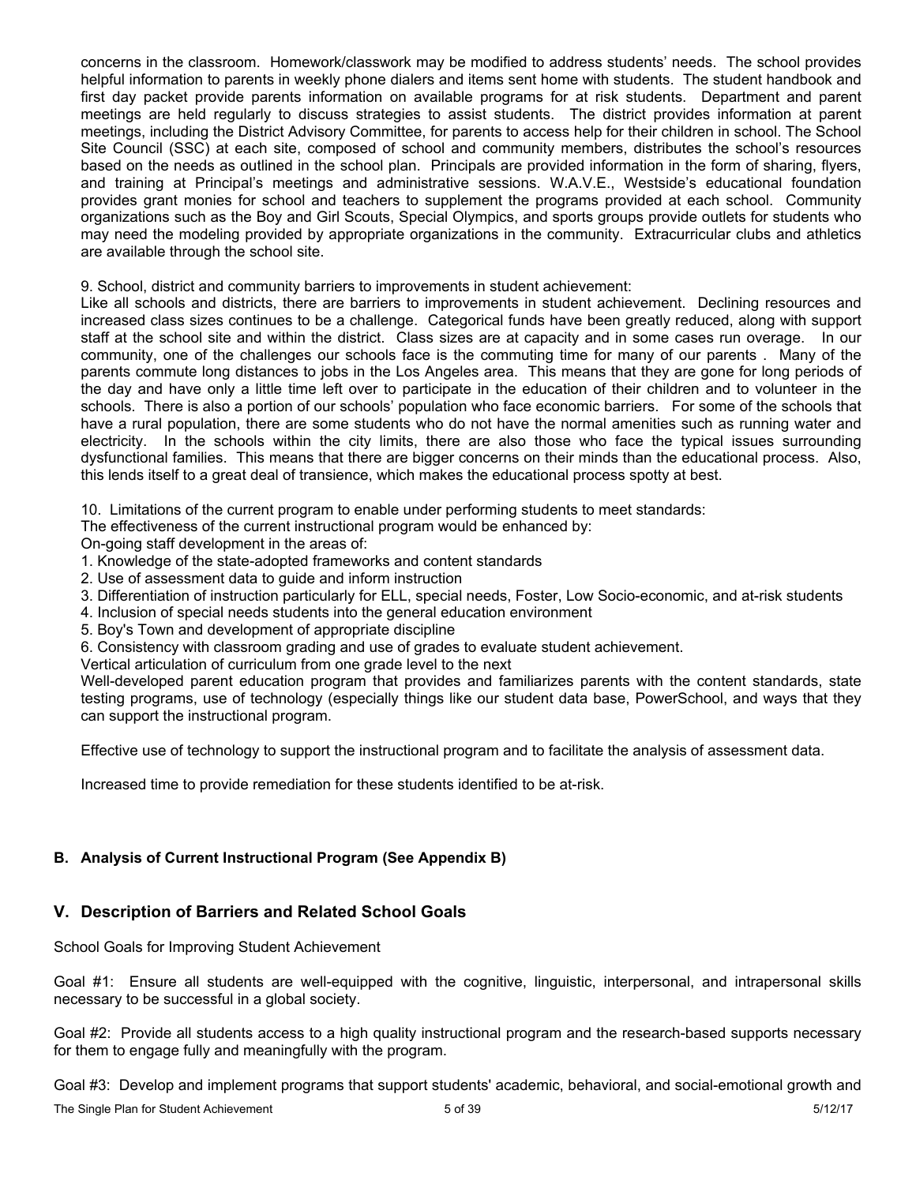concerns in the classroom. Homework/classwork may be modified to address students' needs. The school provides helpful information to parents in weekly phone dialers and items sent home with students. The student handbook and first day packet provide parents information on available programs for at risk students. Department and parent meetings are held regularly to discuss strategies to assist students. The district provides information at parent meetings, including the District Advisory Committee, for parents to access help for their children in school. The School Site Council (SSC) at each site, composed of school and community members, distributes the school's resources based on the needs as outlined in the school plan. Principals are provided information in the form of sharing, flyers, and training at Principal's meetings and administrative sessions. W.A.V.E., Westside's educational foundation provides grant monies for school and teachers to supplement the programs provided at each school. Community organizations such as the Boy and Girl Scouts, Special Olympics, and sports groups provide outlets for students who may need the modeling provided by appropriate organizations in the community. Extracurricular clubs and athletics are available through the school site.

9. School, district and community barriers to improvements in student achievement:
Like all schools and districts, there are barriers to improvements in student achievement. Declining resources and increased class sizes continues to be a challenge. Categorical funds have been greatly reduced, along with support staff at the school site and within the district. Class sizes are at capacity and in some cases run overage. In our community, one of the challenges our schools face is the commuting time for many of our parents . Many of the parents commute long distances to jobs in the Los Angeles area. This means that they are gone for long periods of the day and have only a little time left over to participate in the education of their children and to volunteer in the schools. There is also a portion of our schools' population who face economic barriers. For some of the schools that have a rural population, there are some students who do not have the normal amenities such as running water and electricity. In the schools within the city limits, there are also those who face the typical issues surrounding dysfunctional families. This means that there are bigger concerns on their minds than the educational process. Also, this lends itself to a great deal of transience, which makes the educational process spotty at best.

10. Limitations of the current program to enable under performing students to meet standards:
The effectiveness of the current instructional program would be enhanced by:
On-going staff development in the areas of:
1. Knowledge of the state-adopted frameworks and content standards
2. Use of assessment data to guide and inform instruction
3. Differentiation of instruction particularly for ELL, special needs, Foster, Low Socio-economic, and at-risk students
4. Inclusion of special needs students into the general education environment
5. Boy's Town and development of appropriate discipline
6. Consistency with classroom grading and use of grades to evaluate student achievement.
Vertical articulation of curriculum from one grade level to the next
Well-developed parent education program that provides and familiarizes parents with the content standards, state testing programs, use of technology (especially things like our student data base, PowerSchool, and ways that they can support the instructional program.

Effective use of technology to support the instructional program and to facilitate the analysis of assessment data.

Increased time to provide remediation for these students identified to be at-risk.

### B. Analysis of Current Instructional Program (See Appendix B)

## V. Description of Barriers and Related School Goals

School Goals for Improving Student Achievement

Goal #1: Ensure all students are well-equipped with the cognitive, linguistic, interpersonal, and intrapersonal skills necessary to be successful in a global society.

Goal #2: Provide all students access to a high quality instructional program and the research-based supports necessary for them to engage fully and meaningfully with the program.

Goal #3: Develop and implement programs that support students' academic, behavioral, and social-emotional growth and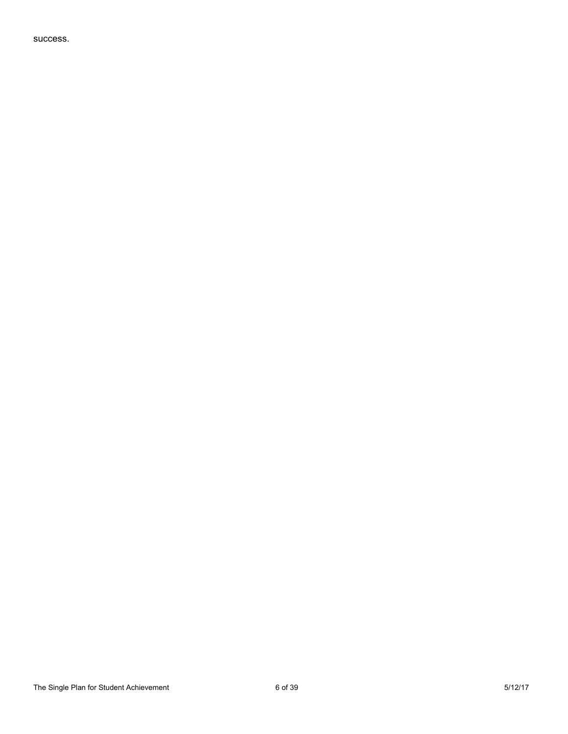success.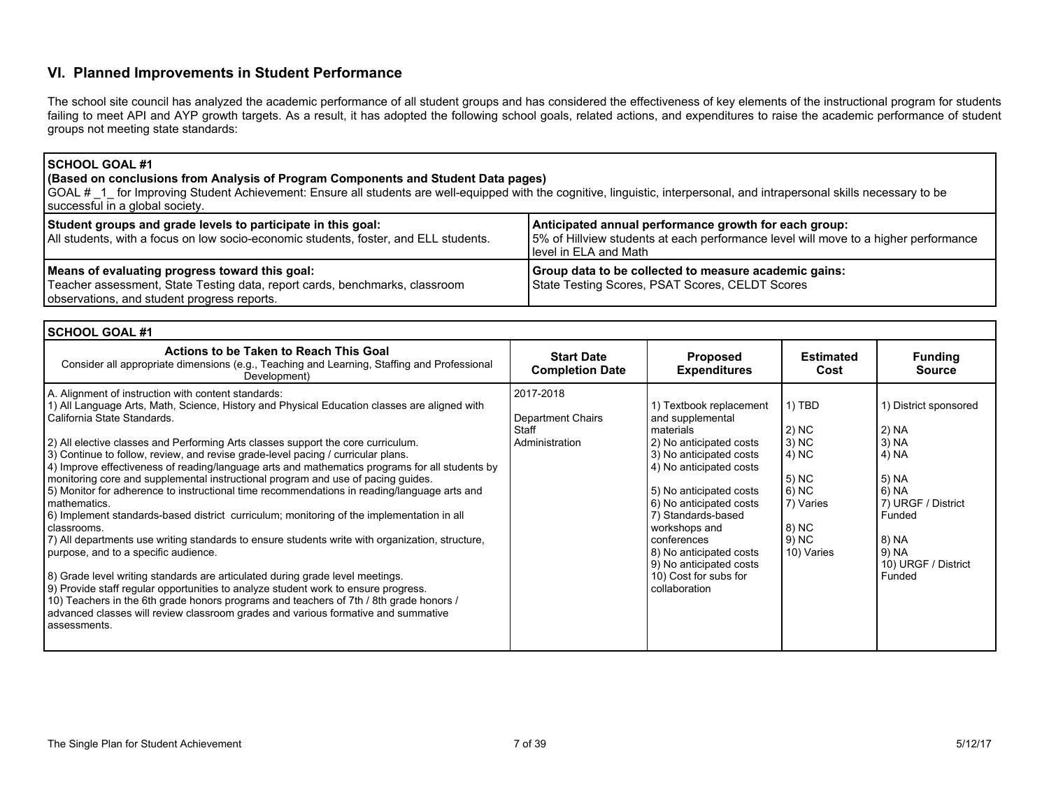## VI. Planned Improvements in Student Performance

The school site council has analyzed the academic performance of all student groups and has considered the effectiveness of key elements of the instructional program for students failing to meet API and AYP growth targets. As a result, it has adopted the following school goals, related actions, and expenditures to raise the academic performance of student groups not meeting state standards:

| **SCHOOL GOAL #1**<br>**(Based on conclusions from Analysis of Program Components and Student Data pages)**<br>GOAL # _1_ for Improving Student Achievement: Ensure all students are well-equipped with the cognitive, linguistic, interpersonal, and intrapersonal skills necessary to be successful in a global society. | |
|---|---|
| **Student groups and grade levels to participate in this goal:**<br>All students, with a focus on low socio-economic students, foster, and ELL students. | **Anticipated annual performance growth for each group:**<br>5% of Hillview students at each performance level will move to a higher performance level in ELA and Math |
| **Means of evaluating progress toward this goal:**<br>Teacher assessment, State Testing data, report cards, benchmarks, classroom observations, and student progress reports. | **Group data to be collected to measure academic gains:**<br>State Testing Scores, PSAT Scores, CELDT Scores |

**SCHOOL GOAL #1**

| Actions to be Taken to Reach This Goal<br>Consider all appropriate dimensions (e.g., Teaching and Learning, Staffing and Professional Development) | Start Date<br>Completion Date | Proposed Expenditures | Estimated Cost | Funding Source |
|---|---|---|---|---|
| A. Alignment of instruction with content standards:<br>1) All Language Arts, Math, Science, History and Physical Education classes are aligned with California State Standards.<br>2) All elective classes and Performing Arts classes support the core curriculum.<br>3) Continue to follow, review, and revise grade-level pacing / curricular plans.<br>4) Improve effectiveness of reading/language arts and mathematics programs for all students by monitoring core and supplemental instructional program and use of pacing guides.<br>5) Monitor for adherence to instructional time recommendations in reading/language arts and mathematics.<br>6) Implement standards-based district curriculum; monitoring of the implementation in all classrooms.<br>7) All departments use writing standards to ensure students write with organization, structure, purpose, and to a specific audience.<br>8) Grade level writing standards are articulated during grade level meetings.<br>9) Provide staff regular opportunities to analyze student work to ensure progress.<br>10) Teachers in the 6th grade honors programs and teachers of 7th / 8th grade honors / advanced classes will review classroom grades and various formative and summative assessments. | 2017-2018<br><br>Department Chairs<br>Staff<br>Administration | 1) Textbook replacement and supplemental materials<br>2) No anticipated costs<br>3) No anticipated costs<br>4) No anticipated costs<br>5) No anticipated costs<br>6) No anticipated costs<br>7) Standards-based workshops and conferences<br>8) No anticipated costs<br>9) No anticipated costs<br>10) Cost for subs for collaboration | 1) TBD<br>2) NC<br>3) NC<br>4) NC<br>5) NC<br>6) NC<br>7) Varies<br>8) NC<br>9) NC<br>10) Varies | 1) District sponsored<br>2) NA<br>3) NA<br>4) NA<br>5) NA<br>6) NA<br>7) URGF / District Funded<br>8) NA<br>9) NA<br>10) URGF / District Funded |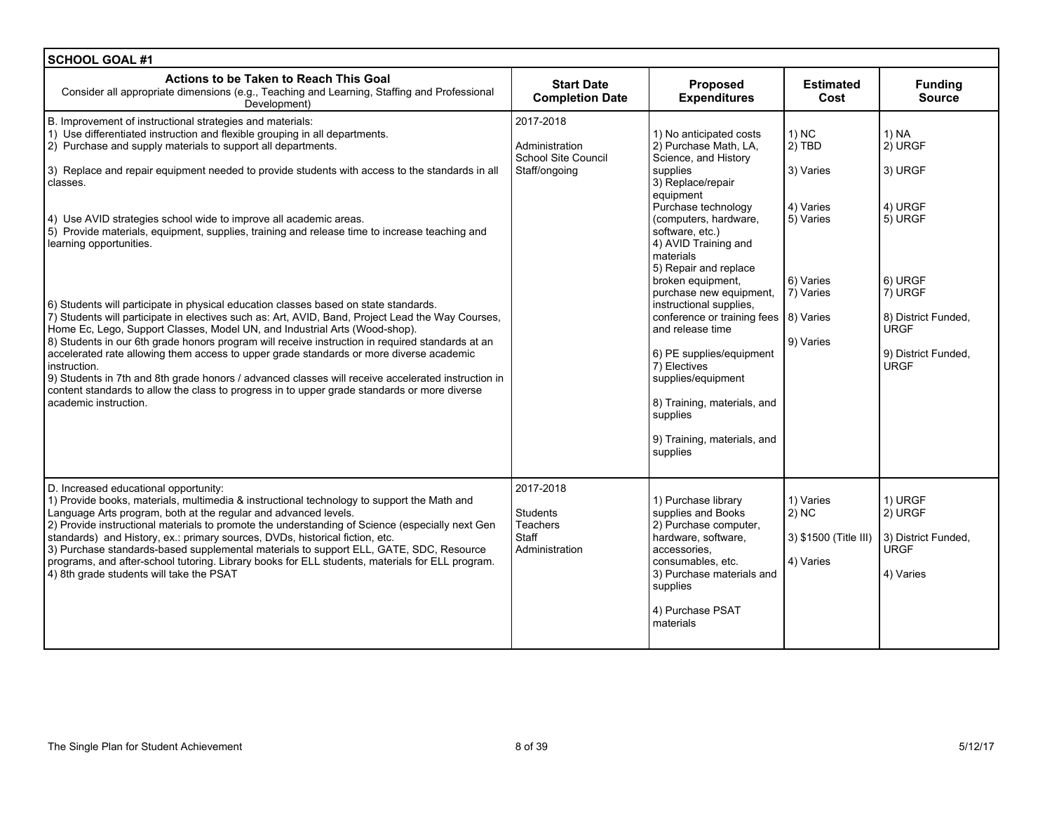| SCHOOL GOAL #1 | | | | |
|---|---|---|---|---|
| **Actions to be Taken to Reach This Goal**<br>Consider all appropriate dimensions (e.g., Teaching and Learning, Staffing and Professional Development) | **Start Date Completion Date** | **Proposed Expenditures** | **Estimated Cost** | **Funding Source** |
| B. Improvement of instructional strategies and materials:<br>1) Use differentiated instruction and flexible grouping in all departments.<br>2) Purchase and supply materials to support all departments.<br>3) Replace and repair equipment needed to provide students with access to the standards in all classes.<br>4) Use AVID strategies school wide to improve all academic areas.<br>5) Provide materials, equipment, supplies, training and release time to increase teaching and learning opportunities.<br>6) Students will participate in physical education classes based on state standards.<br>7) Students will participate in electives such as: Art, AVID, Band, Project Lead the Way Courses, Home Ec, Lego, Support Classes, Model UN, and Industrial Arts (Wood-shop).<br>8) Students in our 6th grade honors program will receive instruction in required standards at an accelerated rate allowing them access to upper grade standards or more diverse academic instruction.<br>9) Students in 7th and 8th grade honors / advanced classes will receive accelerated instruction in content standards to allow the class to progress in to upper grade standards or more diverse academic instruction. | 2017-2018<br><br>Administration<br>School Site Council<br>Staff/ongoing | 1) No anticipated costs<br>2) Purchase Math, LA, Science, and History supplies<br>3) Replace/repair equipment<br>Purchase technology (computers, hardware, software, etc.)<br>4) AVID Training and materials<br>5) Repair and replace broken equipment, purchase new equipment, instructional supplies, conference or training fees and release time<br>6) PE supplies/equipment<br>7) Electives supplies/equipment<br>8) Training, materials, and supplies<br>9) Training, materials, and supplies | 1) NC<br>2) TBD<br>3) Varies<br>4) Varies<br>5) Varies<br>6) Varies<br>7) Varies<br>8) Varies<br>9) Varies | 1) NA<br>2) URGF<br>3) URGF<br>4) URGF<br>5) URGF<br>6) URGF<br>7) URGF<br>8) District Funded, URGF<br>9) District Funded, URGF |
| D. Increased educational opportunity:<br>1) Provide books, materials, multimedia & instructional technology to support the Math and Language Arts program, both at the regular and advanced levels.<br>2) Provide instructional materials to promote the understanding of Science (especially next Gen standards) and History, ex.: primary sources, DVDs, historical fiction, etc.<br>3) Purchase standards-based supplemental materials to support ELL, GATE, SDC, Resource programs, and after-school tutoring. Library books for ELL students, materials for ELL program.<br>4) 8th grade students will take the PSAT | 2017-2018<br><br>Students<br>Teachers<br>Staff<br>Administration | 1) Purchase library supplies and Books<br>2) Purchase computer, hardware, software, accessories, consumables, etc.<br>3) Purchase materials and supplies<br>4) Purchase PSAT materials | 1) Varies<br>2) NC<br>3) $1500 (Title III)<br>4) Varies | 1) URGF<br>2) URGF<br>3) District Funded, URGF<br>4) Varies |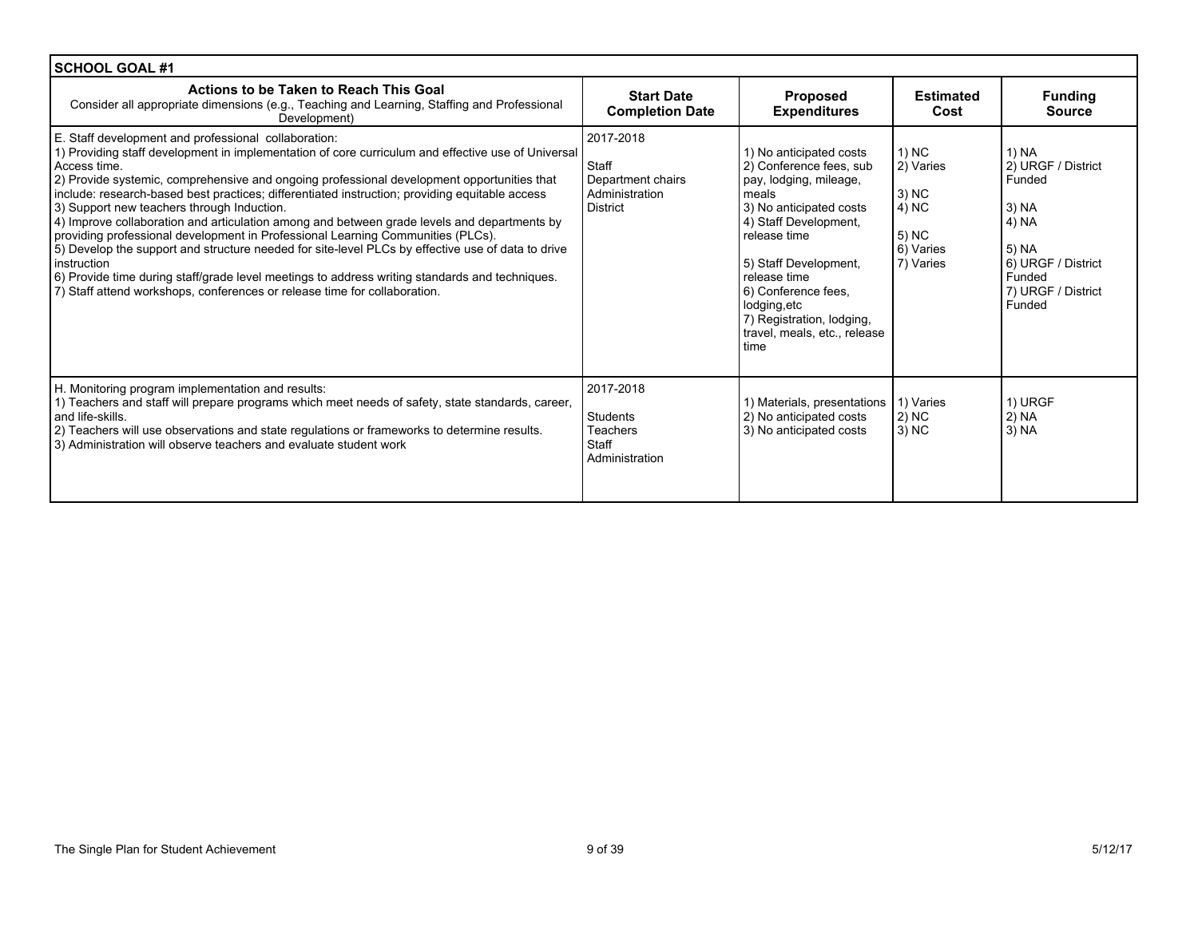| SCHOOL GOAL #1 | | | | |
|---|---|---|---|---|
| **Actions to be Taken to Reach This Goal**<br>Consider all appropriate dimensions (e.g., Teaching and Learning, Staffing and Professional Development) | **Start Date Completion Date** | **Proposed Expenditures** | **Estimated Cost** | **Funding Source** |
| E. Staff development and professional collaboration:<br>1) Providing staff development in implementation of core curriculum and effective use of Universal Access time.<br>2) Provide systemic, comprehensive and ongoing professional development opportunities that include: research-based best practices; differentiated instruction; providing equitable access<br>3) Support new teachers through Induction.<br>4) Improve collaboration and articulation among and between grade levels and departments by providing professional development in Professional Learning Communities (PLCs).<br>5) Develop the support and structure needed for site-level PLCs by effective use of data to drive instruction<br>6) Provide time during staff/grade level meetings to address writing standards and techniques.<br>7) Staff attend workshops, conferences or release time for collaboration. | 2017-2018<br><br>Staff<br>Department chairs<br>Administration<br>District | 1) No anticipated costs<br>2) Conference fees, sub pay, lodging, mileage, meals<br>3) No anticipated costs<br>4) Staff Development, release time<br><br>5) Staff Development, release time<br>6) Conference fees, lodging,etc<br>7) Registration, lodging, travel, meals, etc., release time | 1) NC<br>2) Varies<br><br>3) NC<br>4) NC<br><br>5) NC<br>6) Varies<br>7) Varies | 1) NA<br>2) URGF / District Funded<br><br>3) NA<br>4) NA<br><br>5) NA<br>6) URGF / District Funded<br>7) URGF / District Funded |
| H. Monitoring program implementation and results:<br>1) Teachers and staff will prepare programs which meet needs of safety, state standards, career, and life-skills.<br>2) Teachers will use observations and state regulations or frameworks to determine results.<br>3) Administration will observe teachers and evaluate student work | 2017-2018<br><br>Students<br>Teachers<br>Staff<br>Administration | 1) Materials, presentations<br>2) No anticipated costs<br>3) No anticipated costs | 1) Varies<br>2) NC<br>3) NC | 1) URGF<br>2) NA<br>3) NA |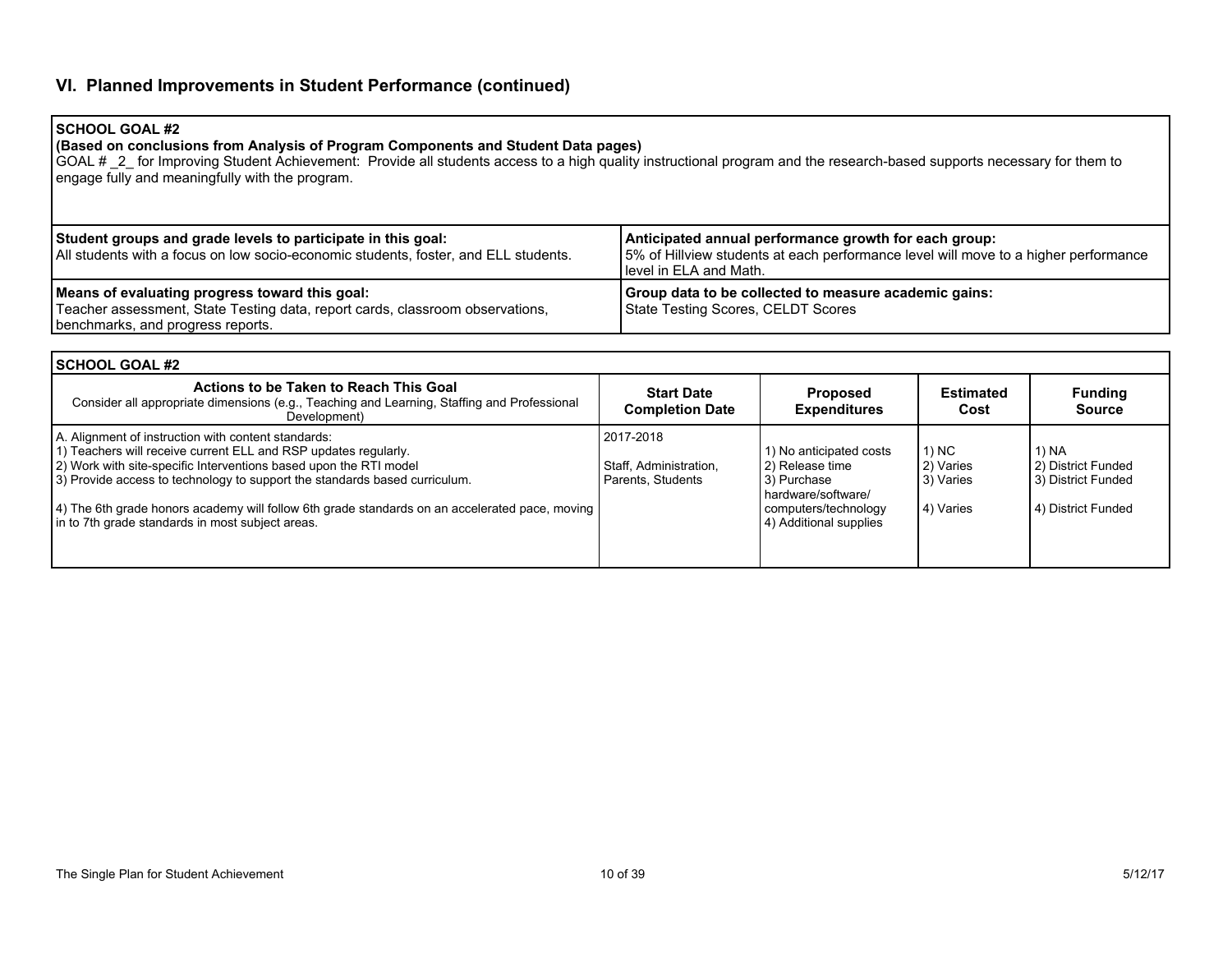## VI. Planned Improvements in Student Performance (continued)

| **SCHOOL GOAL #2**<br>**(Based on conclusions from Analysis of Program Components and Student Data pages)**<br>GOAL # _2_ for Improving Student Achievement: Provide all students access to a high quality instructional program and the research-based supports necessary for them to engage fully and meaningfully with the program. | |
|---|---|
| **Student groups and grade levels to participate in this goal:**<br>All students with a focus on low socio-economic students, foster, and ELL students. | **Anticipated annual performance growth for each group:**<br>5% of Hillview students at each performance level will move to a higher performance level in ELA and Math. |
| **Means of evaluating progress toward this goal:**<br>Teacher assessment, State Testing data, report cards, classroom observations, benchmarks, and progress reports. | **Group data to be collected to measure academic gains:**<br>State Testing Scores, CELDT Scores |

**SCHOOL GOAL #2**

| **Actions to be Taken to Reach This Goal**<br>Consider all appropriate dimensions (e.g., Teaching and Learning, Staffing and Professional Development) | **Start Date**<br>**Completion Date** | **Proposed Expenditures** | **Estimated Cost** | **Funding Source** |
|---|---|---|---|---|
| A. Alignment of instruction with content standards:<br>1) Teachers will receive current ELL and RSP updates regularly.<br>2) Work with site-specific Interventions based upon the RTI model<br>3) Provide access to technology to support the standards based curriculum.<br><br>4) The 6th grade honors academy will follow 6th grade standards on an accelerated pace, moving in to 7th grade standards in most subject areas. | 2017-2018<br><br>Staff, Administration, Parents, Students | 1) No anticipated costs<br>2) Release time<br>3) Purchase hardware/software/ computers/technology<br>4) Additional supplies | 1) NC<br>2) Varies<br>3) Varies<br><br>4) Varies | 1) NA<br>2) District Funded<br>3) District Funded<br><br>4) District Funded |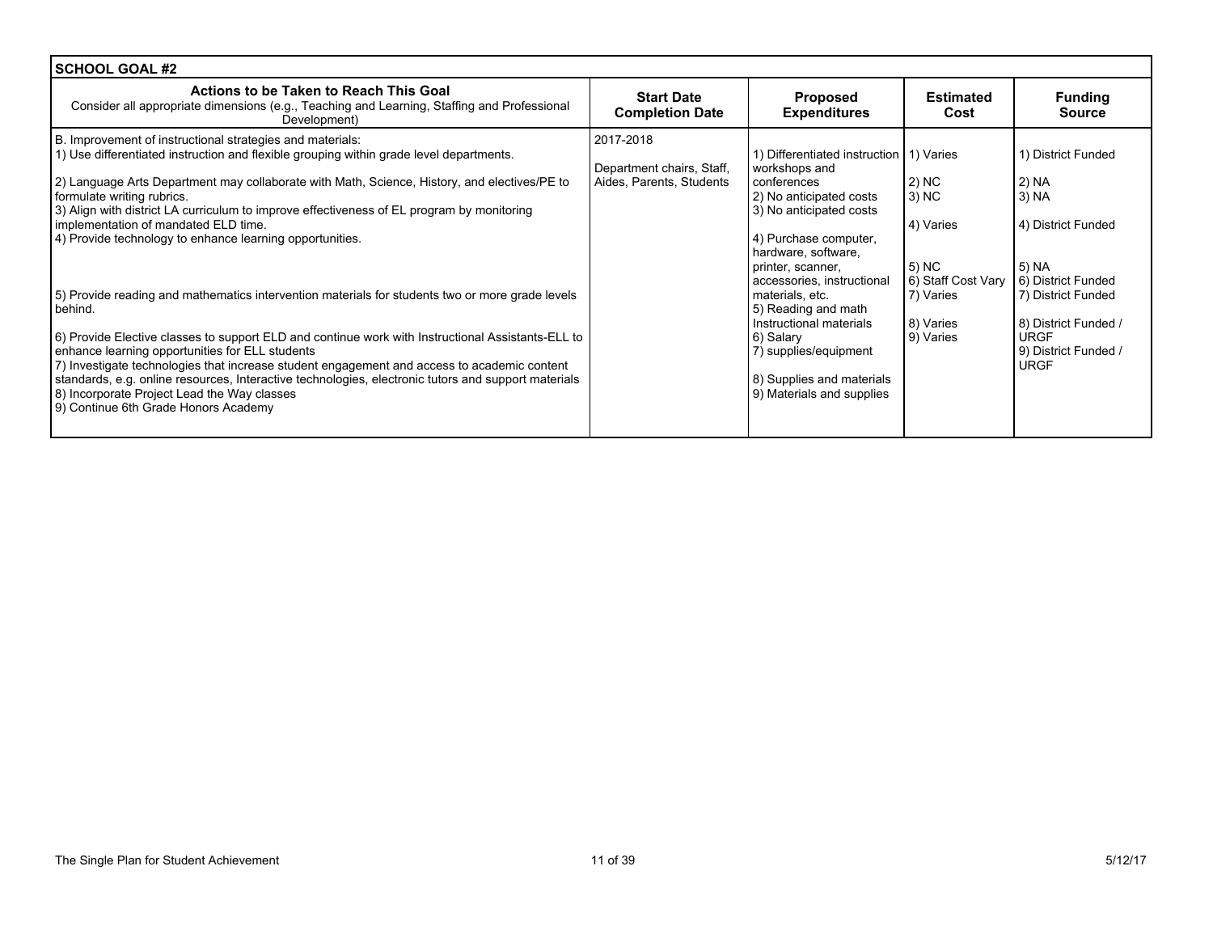| SCHOOL GOAL #2 | | | | |
|---|---|---|---|---|
| **Actions to be Taken to Reach This Goal**<br>Consider all appropriate dimensions (e.g., Teaching and Learning, Staffing and Professional Development) | **Start Date**<br>**Completion Date** | **Proposed Expenditures** | **Estimated Cost** | **Funding Source** |
| B. Improvement of instructional strategies and materials:<br>1) Use differentiated instruction and flexible grouping within grade level departments.<br><br>2) Language Arts Department may collaborate with Math, Science, History, and electives/PE to formulate writing rubrics.<br>3) Align with district LA curriculum to improve effectiveness of EL program by monitoring implementation of mandated ELD time.<br>4) Provide technology to enhance learning opportunities.<br><br>5) Provide reading and mathematics intervention materials for students two or more grade levels behind.<br><br>6) Provide Elective classes to support ELD and continue work with Instructional Assistants-ELL to enhance learning opportunities for ELL students<br>7) Investigate technologies that increase student engagement and access to academic content standards, e.g. online resources, Interactive technologies, electronic tutors and support materials<br>8) Incorporate Project Lead the Way classes<br>9) Continue 6th Grade Honors Academy | 2017-2018<br><br>Department chairs, Staff, Aides, Parents, Students | 1) Differentiated instruction workshops and conferences<br>2) No anticipated costs<br>3) No anticipated costs<br><br>4) Purchase computer, hardware, software, printer, scanner, accessories, instructional materials, etc.<br>5) Reading and math Instructional materials<br>6) Salary<br>7) supplies/equipment<br><br>8) Supplies and materials<br>9) Materials and supplies | 1) Varies<br><br>2) NC<br>3) NC<br><br>4) Varies<br><br>5) NC<br>6) Staff Cost Vary<br>7) Varies<br><br>8) Varies<br>9) Varies | 1) District Funded<br><br>2) NA<br>3) NA<br><br>4) District Funded<br><br>5) NA<br>6) District Funded<br>7) District Funded<br><br>8) District Funded / URGF<br>9) District Funded / URGF |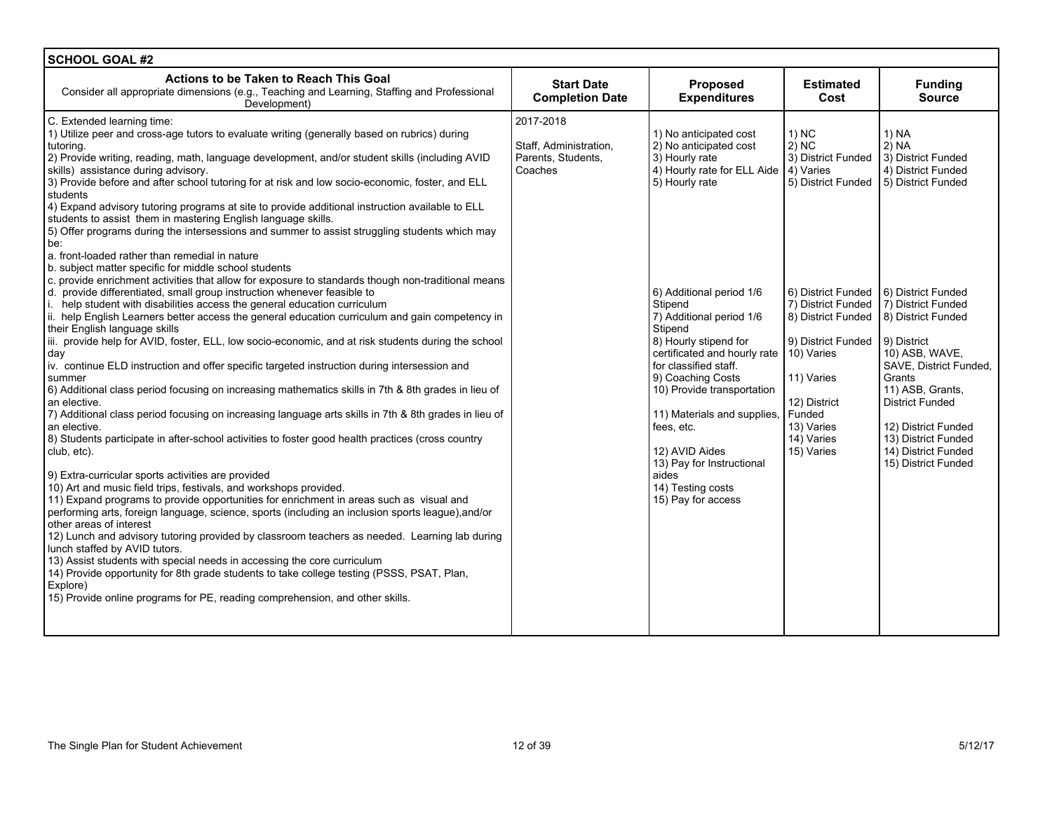## SCHOOL GOAL #2

| Actions to be Taken to Reach This Goal<br>Consider all appropriate dimensions (e.g., Teaching and Learning, Staffing and Professional Development) | Start Date<br>Completion Date | Proposed Expenditures | Estimated Cost | Funding Source |
|---|---|---|---|---|
| C. Extended learning time:<br>1) Utilize peer and cross-age tutors to evaluate writing (generally based on rubrics) during tutoring.<br>2) Provide writing, reading, math, language development, and/or student skills (including AVID skills) assistance during advisory.<br>3) Provide before and after school tutoring for at risk and low socio-economic, foster, and ELL students<br>4) Expand advisory tutoring programs at site to provide additional instruction available to ELL students to assist them in mastering English language skills.<br>5) Offer programs during the intersessions and summer to assist struggling students which may be:<br>a. front-loaded rather than remedial in nature<br>b. subject matter specific for middle school students<br>c. provide enrichment activities that allow for exposure to standards though non-traditional means<br>d. provide differentiated, small group instruction whenever feasible to<br>i. help student with disabilities access the general education curriculum<br>ii. help English Learners better access the general education curriculum and gain competency in their English language skills<br>iii. provide help for AVID, foster, ELL, low socio-economic, and at risk students during the school day<br>iv. continue ELD instruction and offer specific targeted instruction during intersession and summer<br>6) Additional class period focusing on increasing mathematics skills in 7th & 8th grades in lieu of an elective.<br>7) Additional class period focusing on increasing language arts skills in 7th & 8th grades in lieu of an elective.<br>8) Students participate in after-school activities to foster good health practices (cross country club, etc).<br>9) Extra-curricular sports activities are provided<br>10) Art and music field trips, festivals, and workshops provided.<br>11) Expand programs to provide opportunities for enrichment in areas such as visual and performing arts, foreign language, science, sports (including an inclusion sports league),and/or other areas of interest<br>12) Lunch and advisory tutoring provided by classroom teachers as needed. Learning lab during lunch staffed by AVID tutors.<br>13) Assist students with special needs in accessing the core curriculum<br>14) Provide opportunity for 8th grade students to take college testing (PSSS, PSAT, Plan, Explore)<br>15) Provide online programs for PE, reading comprehension, and other skills. | 2017-2018<br><br>Staff, Administration, Parents, Students, Coaches | 1) No anticipated cost<br>2) No anticipated cost<br>3) Hourly rate<br>4) Hourly rate for ELL Aide<br>5) Hourly rate<br><br>6) Additional period 1/6 Stipend<br>7) Additional period 1/6 Stipend<br>8) Hourly stipend for certificated and hourly rate for classified staff.<br>9) Coaching Costs<br>10) Provide transportation<br>11) Materials and supplies, fees, etc.<br>12) AVID Aides<br>13) Pay for Instructional aides<br>14) Testing costs<br>15) Pay for access | 1) NC<br>2) NC<br>3) District Funded<br>4) Varies<br>5) District Funded<br><br>6) District Funded<br>7) District Funded<br>8) District Funded<br>9) District Funded<br>10) Varies<br>11) Varies<br>12) District Funded<br>13) Varies<br>14) Varies<br>15) Varies | 1) NA<br>2) NA<br>3) District Funded<br>4) District Funded<br>5) District Funded<br><br>6) District Funded<br>7) District Funded<br>8) District Funded<br>9) District<br>10) ASB, WAVE, SAVE, District Funded, Grants<br>11) ASB, Grants, District Funded<br>12) District Funded<br>13) District Funded<br>14) District Funded<br>15) District Funded |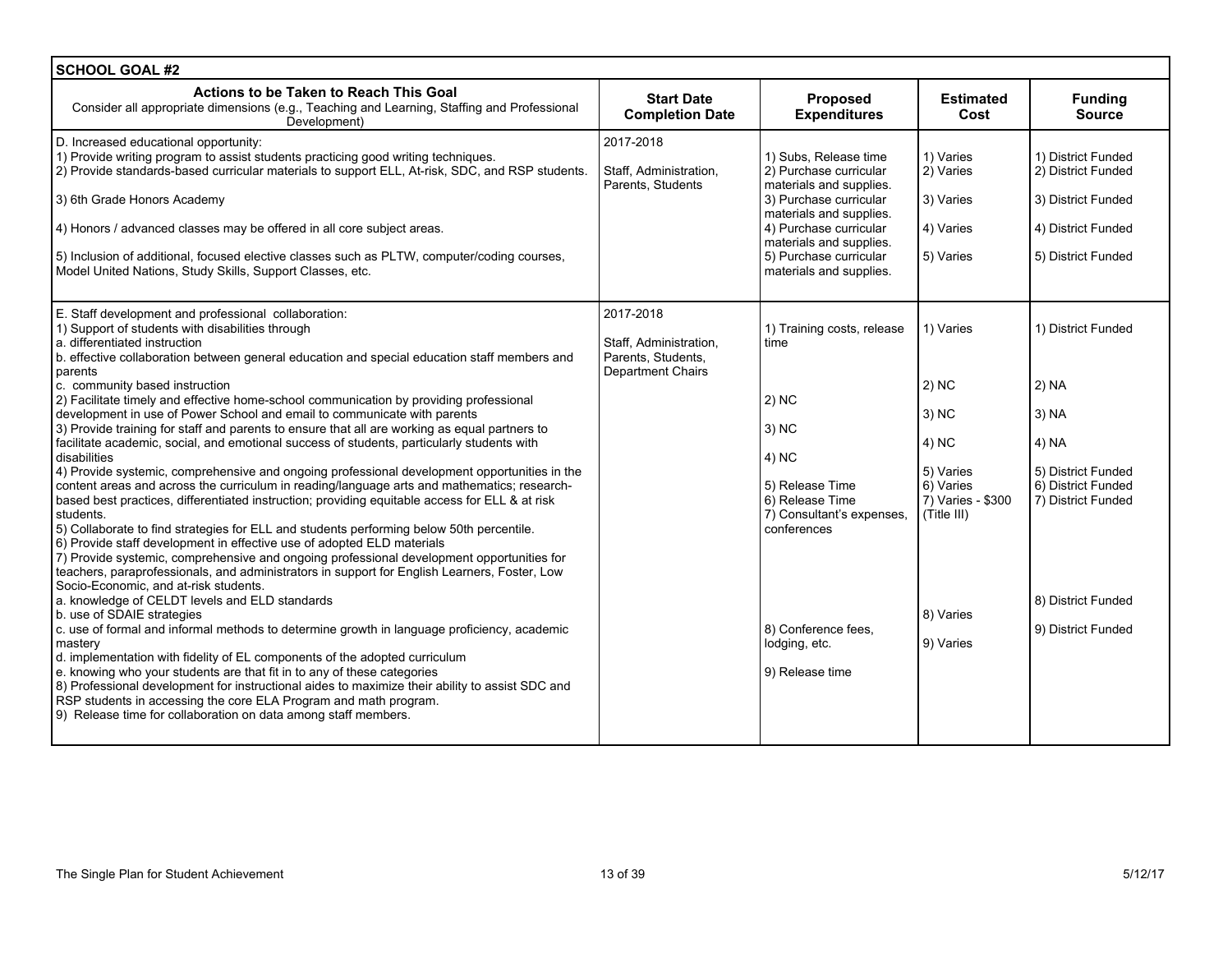| SCHOOL GOAL #2 | | | | |
|---|---|---|---|---|
| **Actions to be Taken to Reach This Goal**<br>Consider all appropriate dimensions (e.g., Teaching and Learning, Staffing and Professional Development) | **Start Date Completion Date** | **Proposed Expenditures** | **Estimated Cost** | **Funding Source** |
| D. Increased educational opportunity:<br>1) Provide writing program to assist students practicing good writing techniques.<br>2) Provide standards-based curricular materials to support ELL, At-risk, SDC, and RSP students.<br>3) 6th Grade Honors Academy<br>4) Honors / advanced classes may be offered in all core subject areas.<br>5) Inclusion of additional, focused elective classes such as PLTW, computer/coding courses, Model United Nations, Study Skills, Support Classes, etc. | 2017-2018<br><br>Staff, Administration, Parents, Students | 1) Subs, Release time<br>2) Purchase curricular materials and supplies.<br>3) Purchase curricular materials and supplies.<br>4) Purchase curricular materials and supplies.<br>5) Purchase curricular materials and supplies. | 1) Varies<br>2) Varies<br>3) Varies<br>4) Varies<br>5) Varies | 1) District Funded<br>2) District Funded<br>3) District Funded<br>4) District Funded<br>5) District Funded |
| E. Staff development and professional collaboration:<br>1) Support of students with disabilities through<br>a. differentiated instruction<br>b. effective collaboration between general education and special education staff members and parents<br>c. community based instruction<br>2) Facilitate timely and effective home-school communication by providing professional development in use of Power School and email to communicate with parents<br>3) Provide training for staff and parents to ensure that all are working as equal partners to facilitate academic, social, and emotional success of students, particularly students with disabilities<br>4) Provide systemic, comprehensive and ongoing professional development opportunities in the content areas and across the curriculum in reading/language arts and mathematics; research-based best practices, differentiated instruction; providing equitable access for ELL & at risk students.<br>5) Collaborate to find strategies for ELL and students performing below 50th percentile.<br>6) Provide staff development in effective use of adopted ELD materials<br>7) Provide systemic, comprehensive and ongoing professional development opportunities for teachers, paraprofessionals, and administrators in support for English Learners, Foster, Low Socio-Economic, and at-risk students.<br>a. knowledge of CELDT levels and ELD standards<br>b. use of SDAIE strategies<br>c. use of formal and informal methods to determine growth in language proficiency, academic mastery<br>d. implementation with fidelity of EL components of the adopted curriculum<br>e. knowing who your students are that fit in to any of these categories<br>8) Professional development for instructional aides to maximize their ability to assist SDC and RSP students in accessing the core ELA Program and math program.<br>9) Release time for collaboration on data among staff members. | 2017-2018<br><br>Staff, Administration, Parents, Students, Department Chairs | 1) Training costs, release time<br>2) NC<br>3) NC<br>4) NC<br>5) Release Time<br>6) Release Time<br>7) Consultant's expenses, conferences<br>8) Conference fees, lodging, etc.<br>9) Release time | 1) Varies<br>2) NC<br>3) NC<br>4) NC<br>5) Varies<br>6) Varies<br>7) Varies - $300 (Title III)<br>8) Varies<br>9) Varies | 1) District Funded<br>2) NA<br>3) NA<br>4) NA<br>5) District Funded<br>6) District Funded<br>7) District Funded<br>8) District Funded<br>9) District Funded |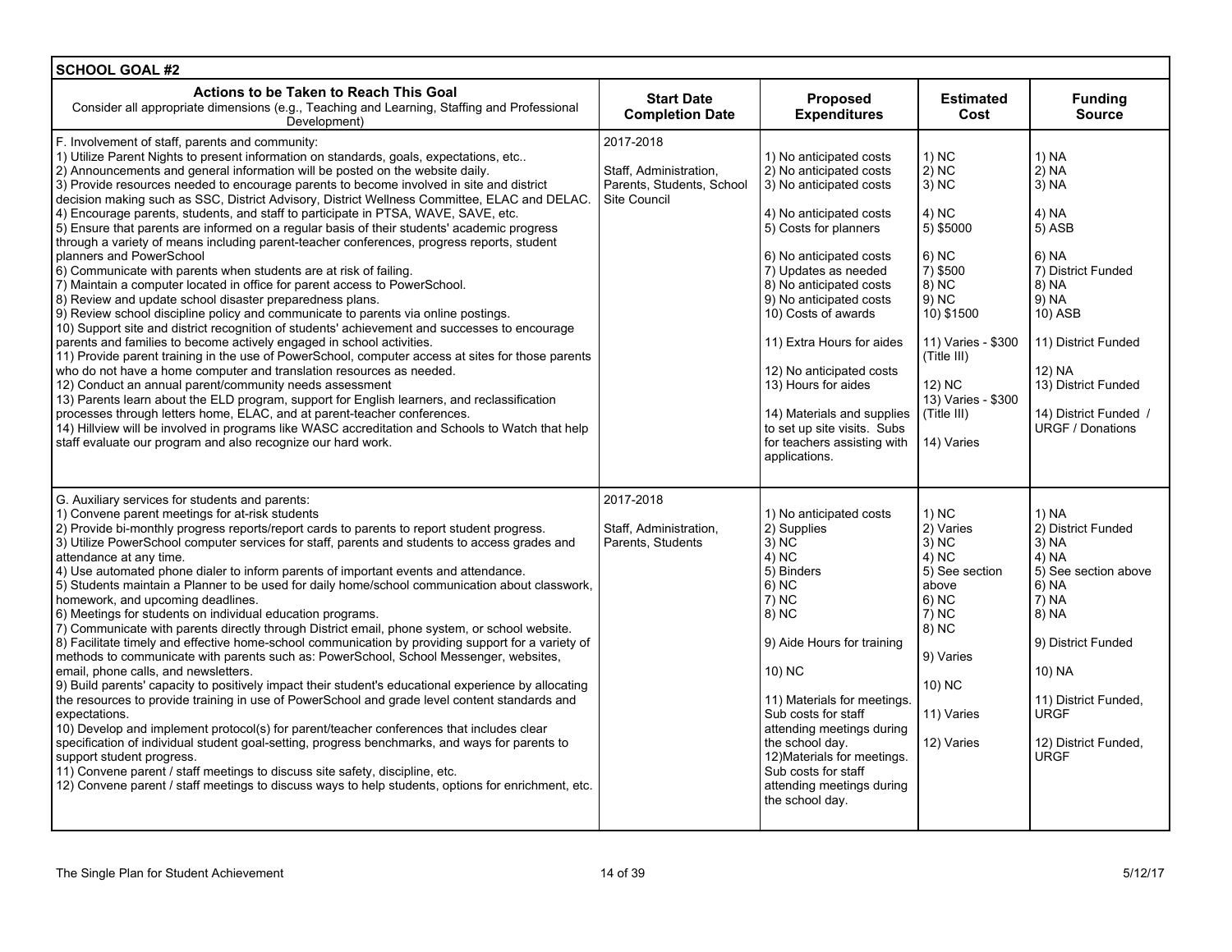## SCHOOL GOAL #2

| Actions to be Taken to Reach This Goal<br>Consider all appropriate dimensions (e.g., Teaching and Learning, Staffing and Professional Development) | Start Date<br>Completion Date | Proposed Expenditures | Estimated Cost | Funding Source |
|---|---|---|---|---|
| F. Involvement of staff, parents and community:<br>1) Utilize Parent Nights to present information on standards, goals, expectations, etc..<br>2) Announcements and general information will be posted on the website daily.<br>3) Provide resources needed to encourage parents to become involved in site and district decision making such as SSC, District Advisory, District Wellness Committee, ELAC and DELAC.<br>4) Encourage parents, students, and staff to participate in PTSA, WAVE, SAVE, etc.<br>5) Ensure that parents are informed on a regular basis of their students' academic progress through a variety of means including parent-teacher conferences, progress reports, student planners and PowerSchool<br>6) Communicate with parents when students are at risk of failing.<br>7) Maintain a computer located in office for parent access to PowerSchool.<br>8) Review and update school disaster preparedness plans.<br>9) Review school discipline policy and communicate to parents via online postings.<br>10) Support site and district recognition of students' achievement and successes to encourage parents and families to become actively engaged in school activities.<br>11) Provide parent training in the use of PowerSchool, computer access at sites for those parents who do not have a home computer and translation resources as needed.<br>12) Conduct an annual parent/community needs assessment<br>13) Parents learn about the ELD program, support for English learners, and reclassification processes through letters home, ELAC, and at parent-teacher conferences.<br>14) Hillview will be involved in programs like WASC accreditation and Schools to Watch that help staff evaluate our program and also recognize our hard work. | 2017-2018<br><br>Staff, Administration, Parents, Students, School Site Council | 1) No anticipated costs<br>2) No anticipated costs<br>3) No anticipated costs<br>4) No anticipated costs<br>5) Costs for planners<br>6) No anticipated costs<br>7) Updates as needed<br>8) No anticipated costs<br>9) No anticipated costs<br>10) Costs of awards<br>11) Extra Hours for aides<br>12) No anticipated costs<br>13) Hours for aides<br>14) Materials and supplies to set up site visits. Subs for teachers assisting with applications. | 1) NC<br>2) NC<br>3) NC<br>4) NC<br>5) $5000<br>6) NC<br>7) $500<br>8) NC<br>9) NC<br>10) $1500<br>11) Varies - $300 (Title III)<br>12) NC<br>13) Varies - $300 (Title III)<br>14) Varies | 1) NA<br>2) NA<br>3) NA<br>4) NA<br>5) ASB<br>6) NA<br>7) District Funded<br>8) NA<br>9) NA<br>10) ASB<br>11) District Funded<br>12) NA<br>13) District Funded<br>14) District Funded / URGF / Donations |
| G. Auxiliary services for students and parents:<br>1) Convene parent meetings for at-risk students<br>2) Provide bi-monthly progress reports/report cards to parents to report student progress.<br>3) Utilize PowerSchool computer services for staff, parents and students to access grades and attendance at any time.<br>4) Use automated phone dialer to inform parents of important events and attendance.<br>5) Students maintain a Planner to be used for daily home/school communication about classwork, homework, and upcoming deadlines.<br>6) Meetings for students on individual education programs.<br>7) Communicate with parents directly through District email, phone system, or school website.<br>8) Facilitate timely and effective home-school communication by providing support for a variety of methods to communicate with parents such as: PowerSchool, School Messenger, websites, email, phone calls, and newsletters.<br>9) Build parents' capacity to positively impact their student's educational experience by allocating the resources to provide training in use of PowerSchool and grade level content standards and expectations.<br>10) Develop and implement protocol(s) for parent/teacher conferences that includes clear specification of individual student goal-setting, progress benchmarks, and ways for parents to support student progress.<br>11) Convene parent / staff meetings to discuss site safety, discipline, etc.<br>12) Convene parent / staff meetings to discuss ways to help students, options for enrichment, etc. | 2017-2018<br><br>Staff, Administration, Parents, Students | 1) No anticipated costs<br>2) Supplies<br>3) NC<br>4) NC<br>5) Binders<br>6) NC<br>7) NC<br>8) NC<br>9) Aide Hours for training<br>10) NC<br>11) Materials for meetings. Sub costs for staff attending meetings during the school day.<br>12)Materials for meetings. Sub costs for staff attending meetings during the school day. | 1) NC<br>2) Varies<br>3) NC<br>4) NC<br>5) See section above<br>6) NC<br>7) NC<br>8) NC<br>9) Varies<br>10) NC<br>11) Varies<br>12) Varies | 1) NA<br>2) District Funded<br>3) NA<br>4) NA<br>5) See section above<br>6) NA<br>7) NA<br>8) NA<br>9) District Funded<br>10) NA<br>11) District Funded, URGF<br>12) District Funded, URGF |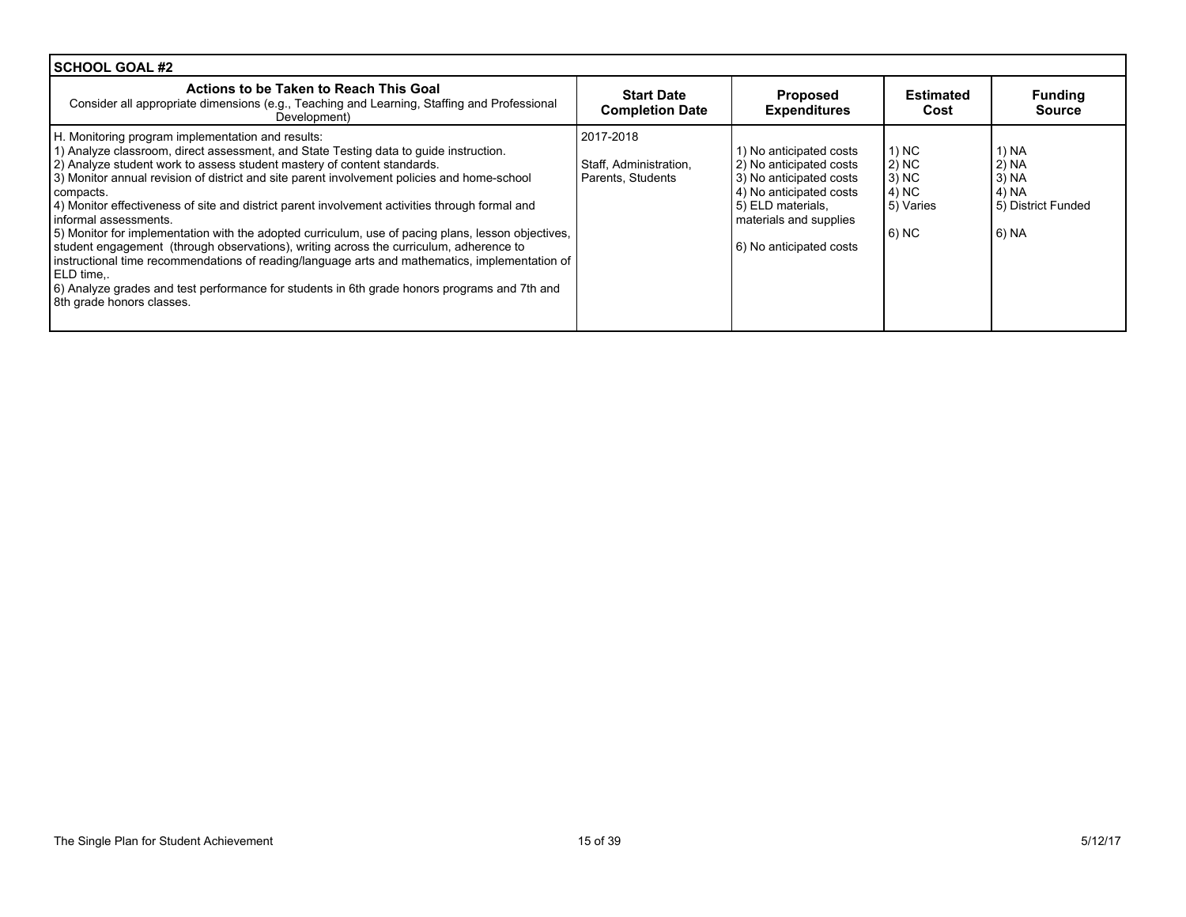| SCHOOL GOAL #2 | | | | |
|---|---|---|---|---|
| **Actions to be Taken to Reach This Goal**<br>Consider all appropriate dimensions (e.g., Teaching and Learning, Staffing and Professional Development) | **Start Date**<br>**Completion Date** | **Proposed Expenditures** | **Estimated Cost** | **Funding Source** |
| H. Monitoring program implementation and results:<br>1) Analyze classroom, direct assessment, and State Testing data to guide instruction.<br>2) Analyze student work to assess student mastery of content standards.<br>3) Monitor annual revision of district and site parent involvement policies and home-school compacts.<br>4) Monitor effectiveness of site and district parent involvement activities through formal and informal assessments.<br>5) Monitor for implementation with the adopted curriculum, use of pacing plans, lesson objectives, student engagement (through observations), writing across the curriculum, adherence to instructional time recommendations of reading/language arts and mathematics, implementation of ELD time,.<br>6) Analyze grades and test performance for students in 6th grade honors programs and 7th and 8th grade honors classes. | 2017-2018<br><br>Staff, Administration, Parents, Students | 1) No anticipated costs<br>2) No anticipated costs<br>3) No anticipated costs<br>4) No anticipated costs<br>5) ELD materials, materials and supplies<br><br>6) No anticipated costs | 1) NC<br>2) NC<br>3) NC<br>4) NC<br>5) Varies<br><br>6) NC | 1) NA<br>2) NA<br>3) NA<br>4) NA<br>5) District Funded<br><br>6) NA |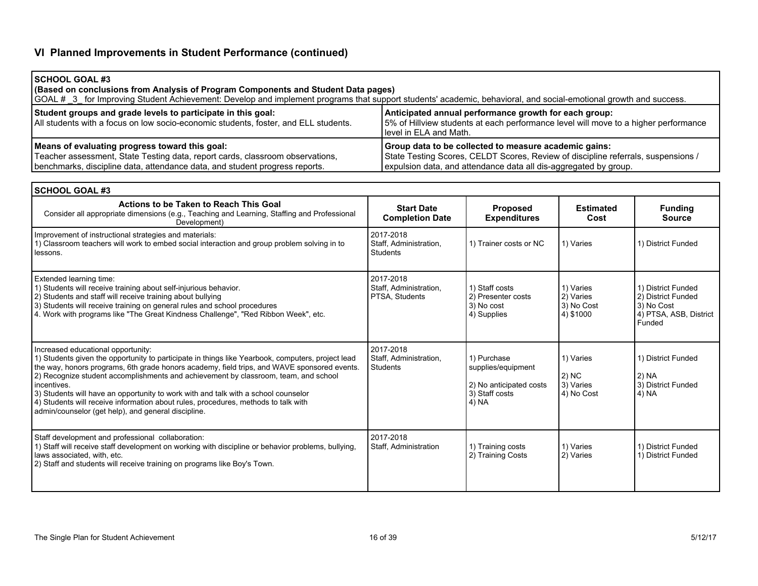## VI Planned Improvements in Student Performance (continued)

| **SCHOOL GOAL #3**<br>**(Based on conclusions from Analysis of Program Components and Student Data pages)**<br>GOAL # _3_ for Improving Student Achievement: Develop and implement programs that support students' academic, behavioral, and social-emotional growth and success. | |
|---|---|
| **Student groups and grade levels to participate in this goal:**<br>All students with a focus on low socio-economic students, foster, and ELL students. | **Anticipated annual performance growth for each group:**<br>5% of Hillview students at each performance level will move to a higher performance level in ELA and Math. |
| **Means of evaluating progress toward this goal:**<br>Teacher assessment, State Testing data, report cards, classroom observations, benchmarks, discipline data, attendance data, and student progress reports. | **Group data to be collected to measure academic gains:**<br>State Testing Scores, CELDT Scores, Review of discipline referrals, suspensions / expulsion data, and attendance data all dis-aggregated by group. |

**SCHOOL GOAL #3**

| **Actions to be Taken to Reach This Goal**<br>Consider all appropriate dimensions (e.g., Teaching and Learning, Staffing and Professional Development) | **Start Date Completion Date** | **Proposed Expenditures** | **Estimated Cost** | **Funding Source** |
|---|---|---|---|---|
| Improvement of instructional strategies and materials:<br>1) Classroom teachers will work to embed social interaction and group problem solving in to lessons. | 2017-2018<br>Staff, Administration, Students | 1) Trainer costs or NC | 1) Varies | 1) District Funded |
| Extended learning time:<br>1) Students will receive training about self-injurious behavior.<br>2) Students and staff will receive training about bullying<br>3) Students will receive training on general rules and school procedures<br>4. Work with programs like "The Great Kindness Challenge", "Red Ribbon Week", etc. | 2017-2018<br>Staff, Administration, PTSA, Students | 1) Staff costs<br>2) Presenter costs<br>3) No cost<br>4) Supplies | 1) Varies<br>2) Varies<br>3) No Cost<br>4) $1000 | 1) District Funded<br>2) District Funded<br>3) No Cost<br>4) PTSA, ASB, District Funded |
| Increased educational opportunity:<br>1) Students given the opportunity to participate in things like Yearbook, computers, project lead the way, honors programs, 6th grade honors academy, field trips, and WAVE sponsored events.<br>2) Recognize student accomplishments and achievement by classroom, team, and school incentives.<br>3) Students will have an opportunity to work with and talk with a school counselor<br>4) Students will receive information about rules, procedures, methods to talk with admin/counselor (get help), and general discipline. | 2017-2018<br>Staff, Administration, Students | 1) Purchase supplies/equipment<br><br>2) No anticipated costs<br>3) Staff costs<br>4) NA | 1) Varies<br><br>2) NC<br>3) Varies<br>4) No Cost | 1) District Funded<br><br>2) NA<br>3) District Funded<br>4) NA |
| Staff development and professional collaboration:<br>1) Staff will receive staff development on working with discipline or behavior problems, bullying, laws associated, with, etc.<br>2) Staff and students will receive training on programs like Boy's Town. | 2017-2018<br>Staff, Administration | 1) Training costs<br>2) Training Costs | 1) Varies<br>2) Varies | 1) District Funded<br>1) District Funded |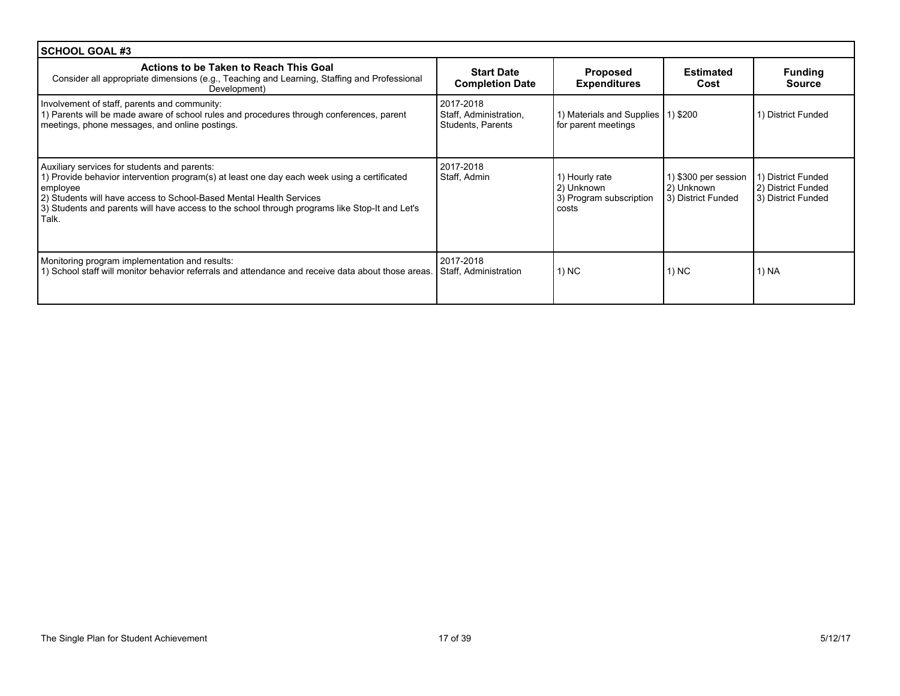| SCHOOL GOAL #3 | | | | |
|---|---|---|---|---|
| **Actions to be Taken to Reach This Goal**<br>Consider all appropriate dimensions (e.g., Teaching and Learning, Staffing and Professional Development) | **Start Date Completion Date** | **Proposed Expenditures** | **Estimated Cost** | **Funding Source** |
| Involvement of staff, parents and community:<br>1) Parents will be made aware of school rules and procedures through conferences, parent meetings, phone messages, and online postings. | 2017-2018<br>Staff, Administration, Students, Parents | 1) Materials and Supplies for parent meetings | 1) $200 | 1) District Funded |
| Auxiliary services for students and parents:<br>1) Provide behavior intervention program(s) at least one day each week using a certificated employee<br>2) Students will have access to School-Based Mental Health Services<br>3) Students and parents will have access to the school through programs like Stop-It and Let's Talk. | 2017-2018<br>Staff, Admin | 1) Hourly rate<br>2) Unknown<br>3) Program subscription costs | 1) $300 per session<br>2) Unknown<br>3) District Funded | 1) District Funded<br>2) District Funded<br>3) District Funded |
| Monitoring program implementation and results:<br>1) School staff will monitor behavior referrals and attendance and receive data about those areas. | 2017-2018<br>Staff, Administration | 1) NC | 1) NC | 1) NA |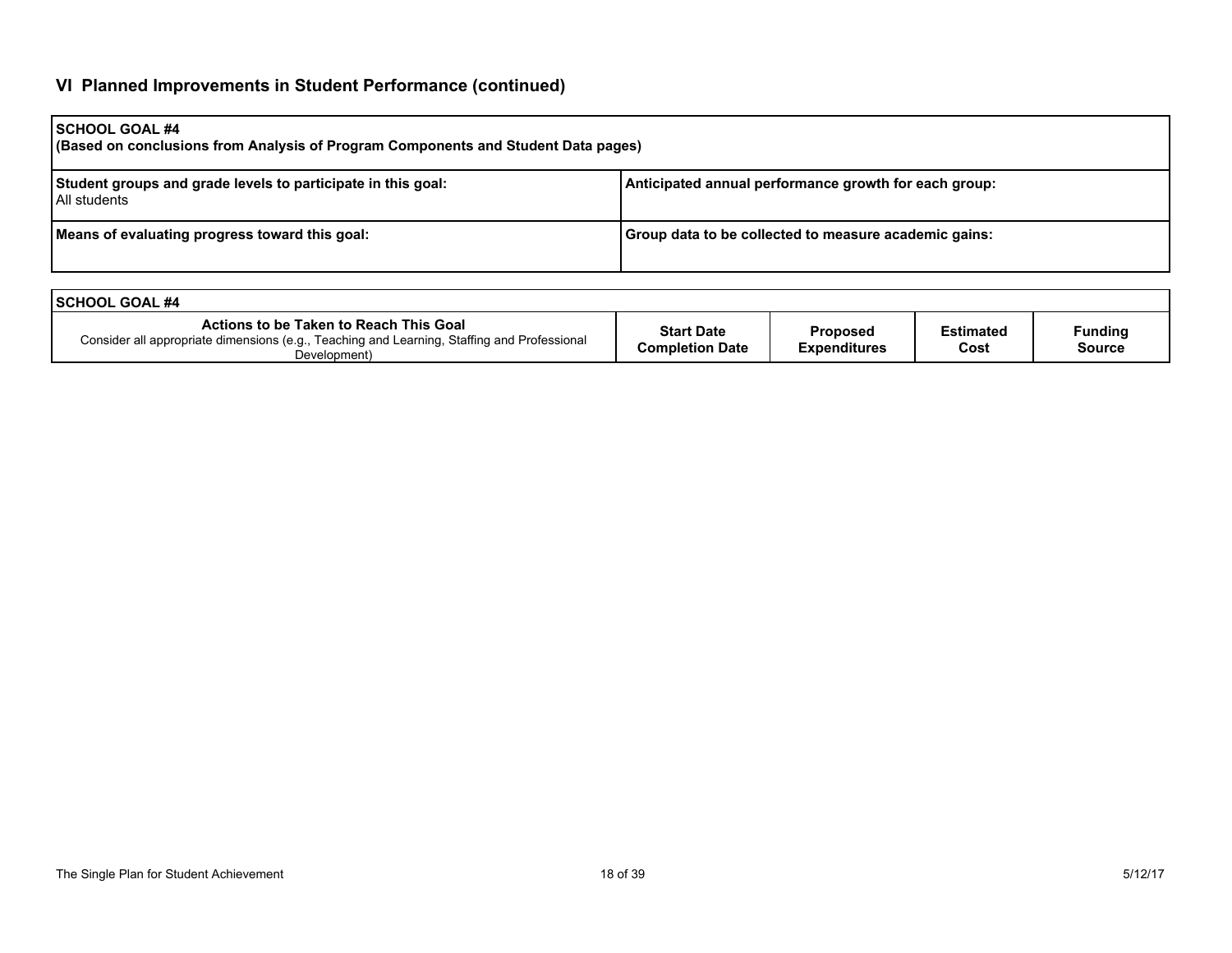## VI Planned Improvements in Student Performance (continued)

| **SCHOOL GOAL #4**<br>**(Based on conclusions from Analysis of Program Components and Student Data pages)** | |
|---|---|
| **Student groups and grade levels to participate in this goal:**<br>All students | **Anticipated annual performance growth for each group:** |
| **Means of evaluating progress toward this goal:** | **Group data to be collected to measure academic gains:** |

| **SCHOOL GOAL #4** | | | | |
|---|---|---|---|---|
| **Actions to be Taken to Reach This Goal**<br>Consider all appropriate dimensions (e.g., Teaching and Learning, Staffing and Professional Development) | **Start Date**<br>**Completion Date** | **Proposed Expenditures** | **Estimated Cost** | **Funding Source** |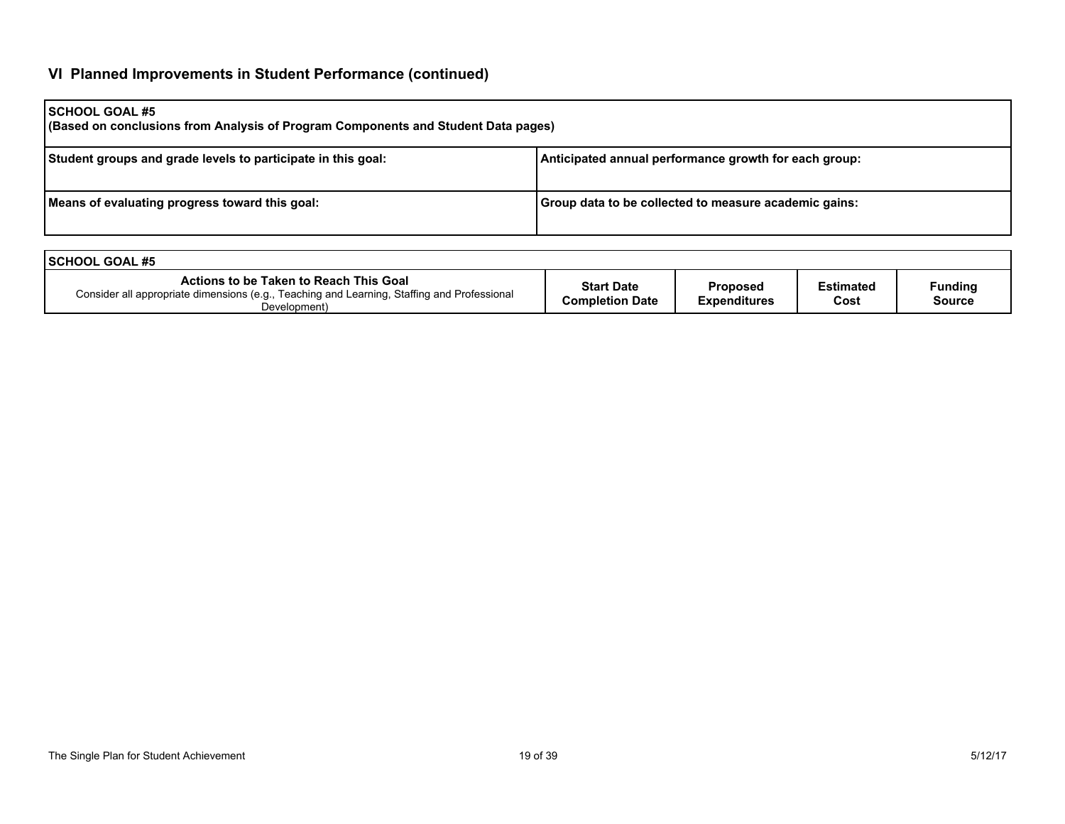## VI Planned Improvements in Student Performance (continued)

| SCHOOL GOAL #5<br>(Based on conclusions from Analysis of Program Components and Student Data pages) | |
|---|---|
| **Student groups and grade levels to participate in this goal:** | **Anticipated annual performance growth for each group:** |
| **Means of evaluating progress toward this goal:** | **Group data to be collected to measure academic gains:** |

**SCHOOL GOAL #5**

| **Actions to be Taken to Reach This Goal**<br>Consider all appropriate dimensions (e.g., Teaching and Learning, Staffing and Professional Development) | **Start Date Completion Date** | **Proposed Expenditures** | **Estimated Cost** | **Funding Source** |
|---|---|---|---|---|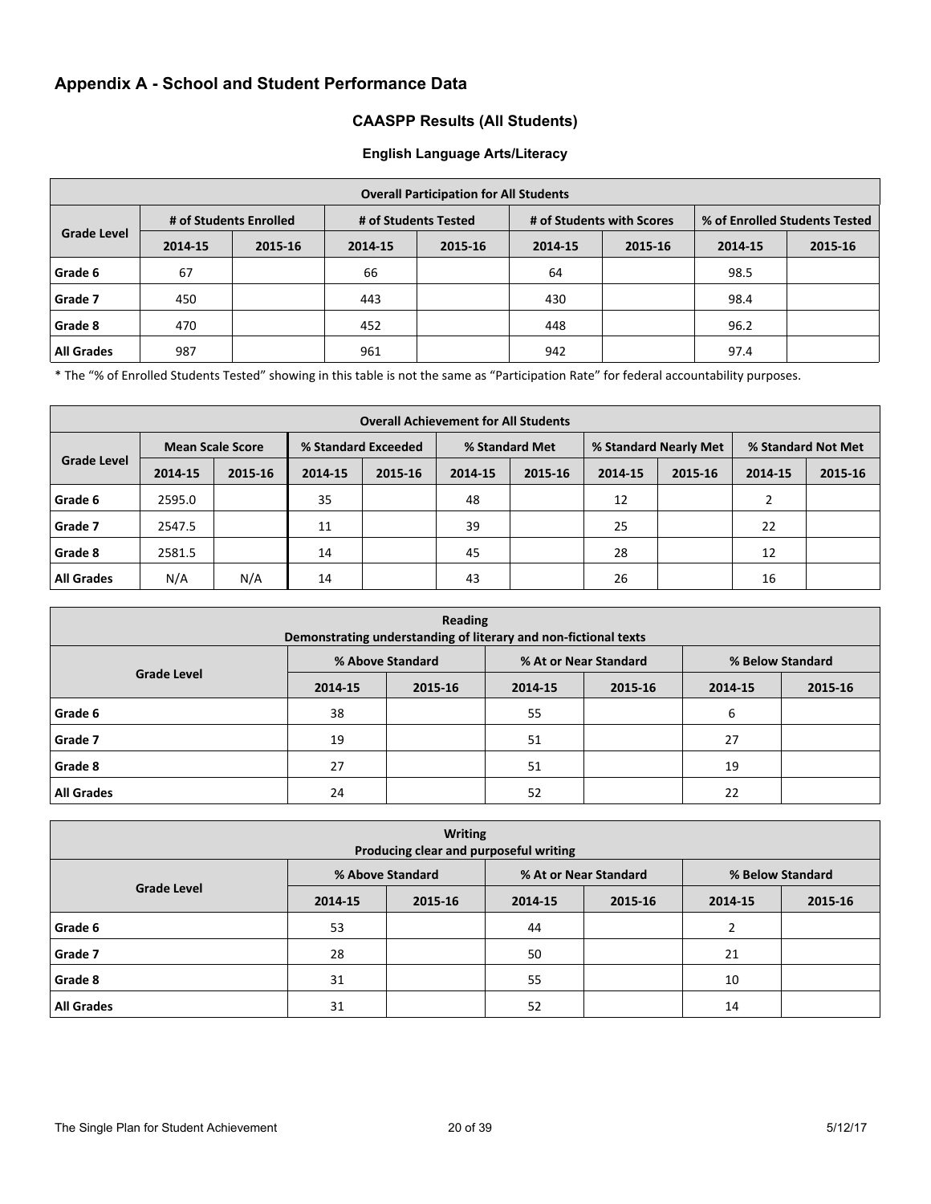## Appendix A - School and Student Performance Data

### CAASPP Results (All Students)

#### English Language Arts/Literacy

| Overall Participation for All Students | | | | | | | | |
|---|---|---|---|---|---|---|---|---|
| Grade Level | # of Students Enrolled | | # of Students Tested | | # of Students with Scores | | % of Enrolled Students Tested | |
| | 2014-15 | 2015-16 | 2014-15 | 2015-16 | 2014-15 | 2015-16 | 2014-15 | 2015-16 |
| Grade 6 | 67 | | 66 | | 64 | | 98.5 | |
| Grade 7 | 450 | | 443 | | 430 | | 98.4 | |
| Grade 8 | 470 | | 452 | | 448 | | 96.2 | |
| All Grades | 987 | | 961 | | 942 | | 97.4 | |

* The "% of Enrolled Students Tested" showing in this table is not the same as "Participation Rate" for federal accountability purposes.

| Overall Achievement for All Students | | | | | | | | | | |
|---|---|---|---|---|---|---|---|---|---|---|
| Grade Level | Mean Scale Score | | % Standard Exceeded | | % Standard Met | | % Standard Nearly Met | | % Standard Not Met | |
| | 2014-15 | 2015-16 | 2014-15 | 2015-16 | 2014-15 | 2015-16 | 2014-15 | 2015-16 | 2014-15 | 2015-16 |
| Grade 6 | 2595.0 | | 35 | | 48 | | 12 | | 2 | |
| Grade 7 | 2547.5 | | 11 | | 39 | | 25 | | 22 | |
| Grade 8 | 2581.5 | | 14 | | 45 | | 28 | | 12 | |
| All Grades | N/A | N/A | 14 | | 43 | | 26 | | 16 | |

| Reading<br>Demonstrating understanding of literary and non-fictional texts | | | | | | |
|---|---|---|---|---|---|---|
| Grade Level | % Above Standard | | % At or Near Standard | | % Below Standard | |
| | 2014-15 | 2015-16 | 2014-15 | 2015-16 | 2014-15 | 2015-16 |
| Grade 6 | 38 | | 55 | | 6 | |
| Grade 7 | 19 | | 51 | | 27 | |
| Grade 8 | 27 | | 51 | | 19 | |
| All Grades | 24 | | 52 | | 22 | |

| Writing<br>Producing clear and purposeful writing | | | | | | |
|---|---|---|---|---|---|---|
| Grade Level | % Above Standard | | % At or Near Standard | | % Below Standard | |
| | 2014-15 | 2015-16 | 2014-15 | 2015-16 | 2014-15 | 2015-16 |
| Grade 6 | 53 | | 44 | | 2 | |
| Grade 7 | 28 | | 50 | | 21 | |
| Grade 8 | 31 | | 55 | | 10 | |
| All Grades | 31 | | 52 | | 14 | |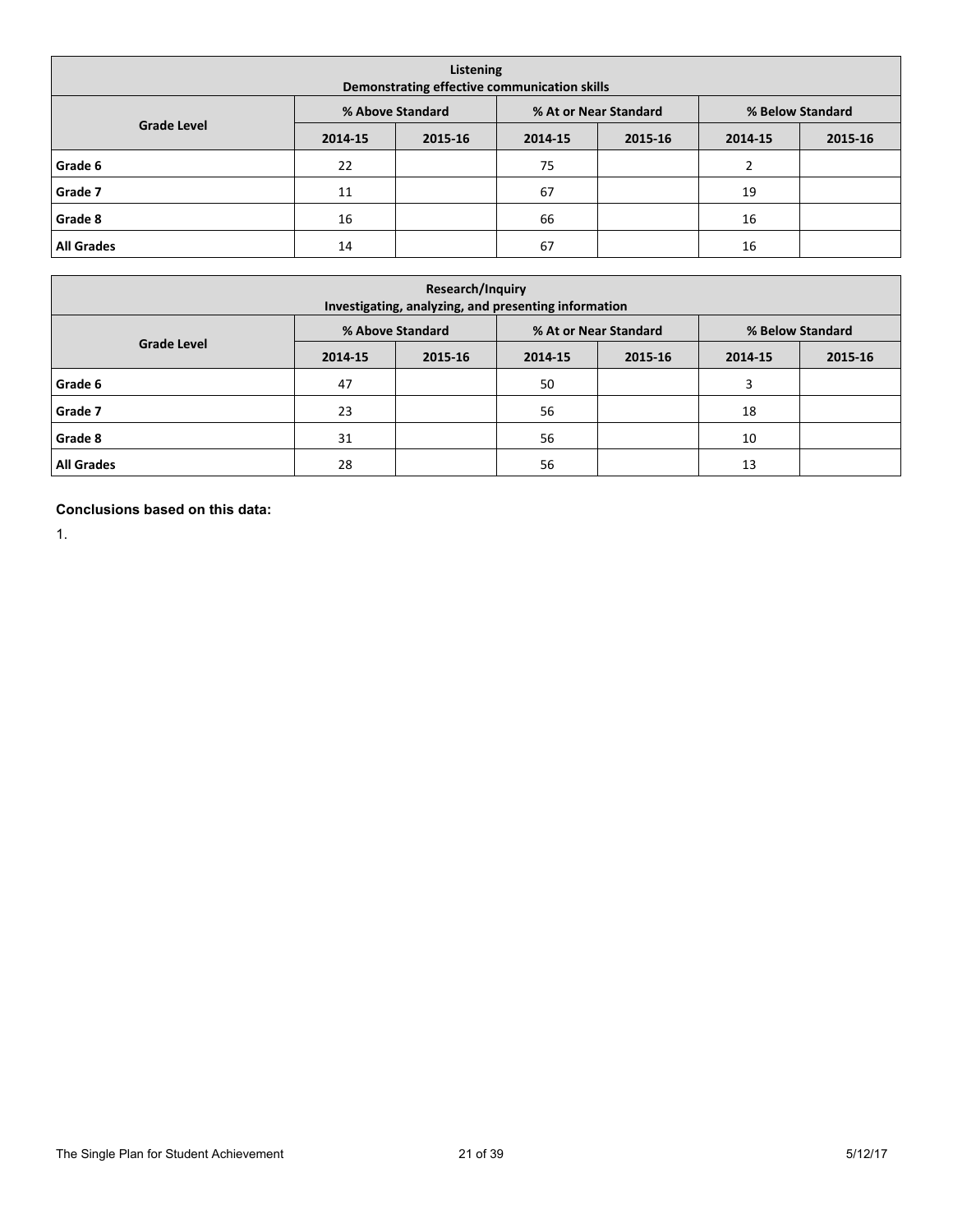| Listening<br>Demonstrating effective communication skills | | | | | | |
|---|---|---|---|---|---|---|
| Grade Level | % Above Standard | | % At or Near Standard | | % Below Standard | |
| | 2014-15 | 2015-16 | 2014-15 | 2015-16 | 2014-15 | 2015-16 |
| **Grade 6** | 22 | | 75 | | 2 | |
| **Grade 7** | 11 | | 67 | | 19 | |
| **Grade 8** | 16 | | 66 | | 16 | |
| **All Grades** | 14 | | 67 | | 16 | |

| Research/Inquiry<br>Investigating, analyzing, and presenting information | | | | | | |
|---|---|---|---|---|---|---|
| Grade Level | % Above Standard | | % At or Near Standard | | % Below Standard | |
| | 2014-15 | 2015-16 | 2014-15 | 2015-16 | 2014-15 | 2015-16 |
| **Grade 6** | 47 | | 50 | | 3 | |
| **Grade 7** | 23 | | 56 | | 18 | |
| **Grade 8** | 31 | | 56 | | 10 | |
| **All Grades** | 28 | | 56 | | 13 | |

**Conclusions based on this data:**

1.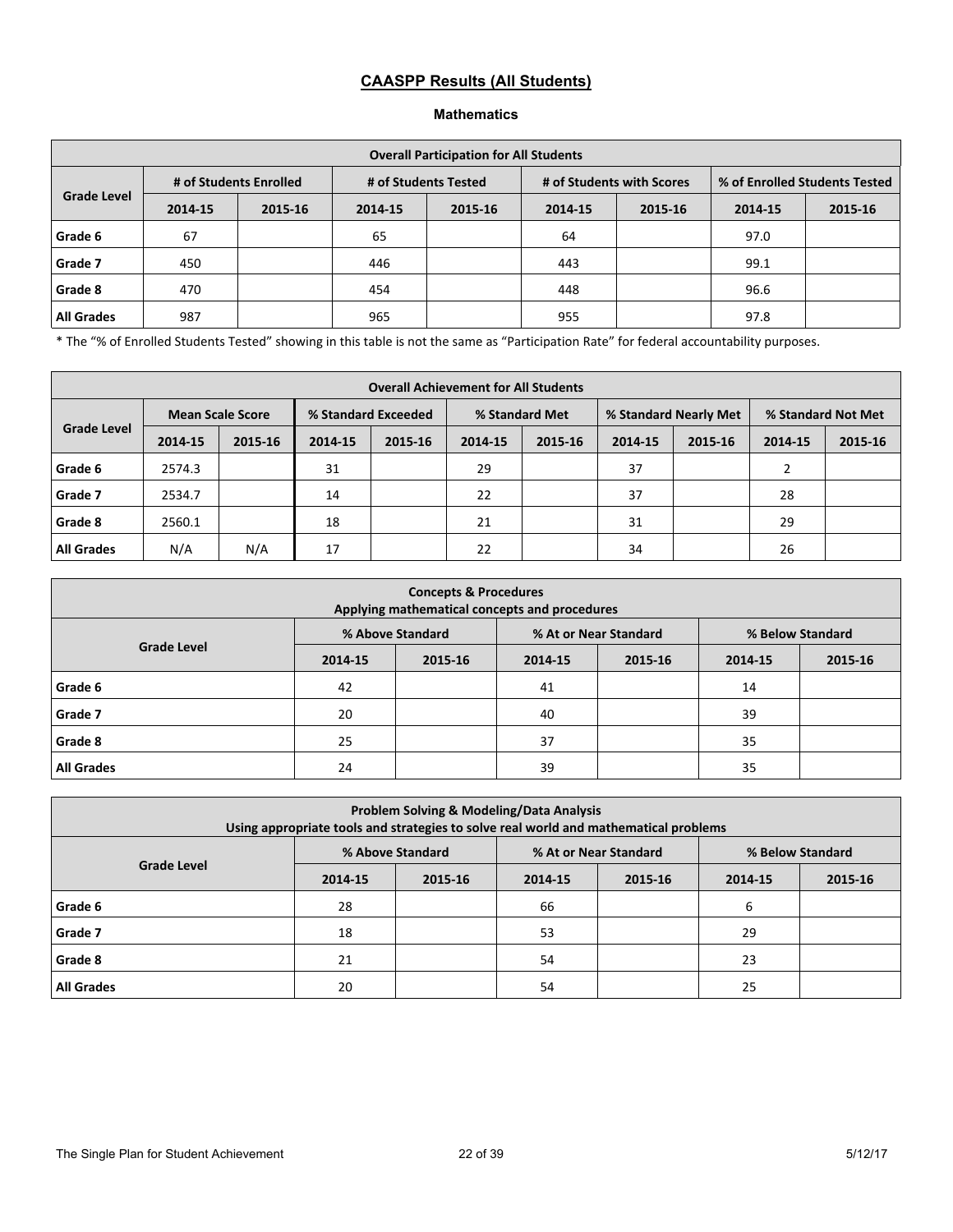## CAASPP Results (All Students)

### Mathematics

| Overall Participation for All Students | | | | | | | | |
|---|---|---|---|---|---|---|---|---|
| Grade Level | # of Students Enrolled | | # of Students Tested | | # of Students with Scores | | % of Enrolled Students Tested | |
| | 2014-15 | 2015-16 | 2014-15 | 2015-16 | 2014-15 | 2015-16 | 2014-15 | 2015-16 |
| Grade 6 | 67 | | 65 | | 64 | | 97.0 | |
| Grade 7 | 450 | | 446 | | 443 | | 99.1 | |
| Grade 8 | 470 | | 454 | | 448 | | 96.6 | |
| All Grades | 987 | | 965 | | 955 | | 97.8 | |

* The "% of Enrolled Students Tested" showing in this table is not the same as "Participation Rate" for federal accountability purposes.

| Overall Achievement for All Students | | | | | | | | | | |
|---|---|---|---|---|---|---|---|---|---|---|
| Grade Level | Mean Scale Score | | % Standard Exceeded | | % Standard Met | | % Standard Nearly Met | | % Standard Not Met | |
| | 2014-15 | 2015-16 | 2014-15 | 2015-16 | 2014-15 | 2015-16 | 2014-15 | 2015-16 | 2014-15 | 2015-16 |
| Grade 6 | 2574.3 | | 31 | | 29 | | 37 | | 2 | |
| Grade 7 | 2534.7 | | 14 | | 22 | | 37 | | 28 | |
| Grade 8 | 2560.1 | | 18 | | 21 | | 31 | | 29 | |
| All Grades | N/A | N/A | 17 | | 22 | | 34 | | 26 | |

| Concepts & Procedures<br>Applying mathematical concepts and procedures | | | | | | |
|---|---|---|---|---|---|---|
| Grade Level | % Above Standard | | % At or Near Standard | | % Below Standard | |
| | 2014-15 | 2015-16 | 2014-15 | 2015-16 | 2014-15 | 2015-16 |
| Grade 6 | 42 | | 41 | | 14 | |
| Grade 7 | 20 | | 40 | | 39 | |
| Grade 8 | 25 | | 37 | | 35 | |
| All Grades | 24 | | 39 | | 35 | |

| Problem Solving & Modeling/Data Analysis<br>Using appropriate tools and strategies to solve real world and mathematical problems | | | | | | |
|---|---|---|---|---|---|---|
| Grade Level | % Above Standard | | % At or Near Standard | | % Below Standard | |
| | 2014-15 | 2015-16 | 2014-15 | 2015-16 | 2014-15 | 2015-16 |
| Grade 6 | 28 | | 66 | | 6 | |
| Grade 7 | 18 | | 53 | | 29 | |
| Grade 8 | 21 | | 54 | | 23 | |
| All Grades | 20 | | 54 | | 25 | |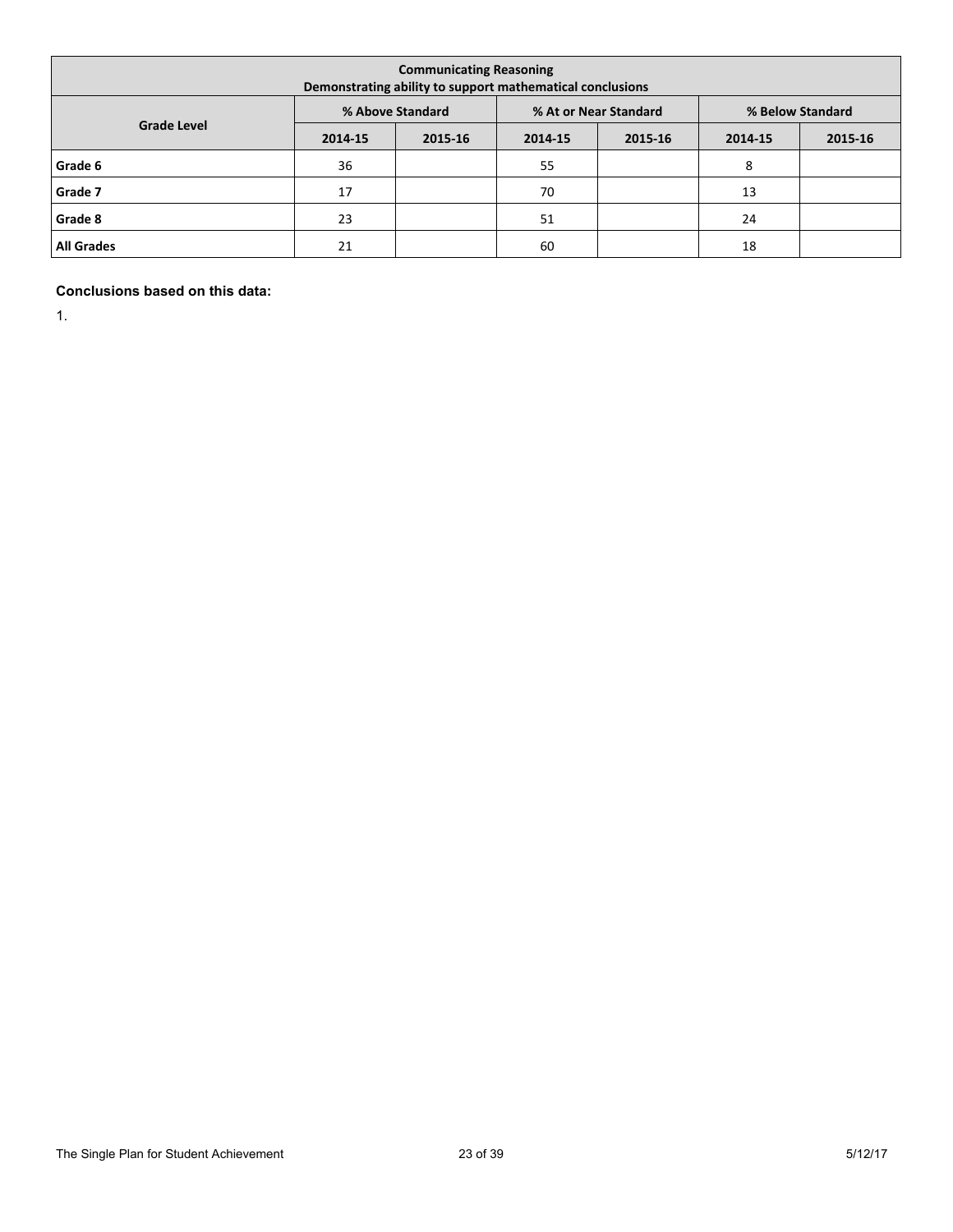| Communicating Reasoning<br>Demonstrating ability to support mathematical conclusions | | | | | | |
|---|---|---|---|---|---|---|
| Grade Level | % Above Standard | | % At or Near Standard | | % Below Standard | |
| | 2014-15 | 2015-16 | 2014-15 | 2015-16 | 2014-15 | 2015-16 |
| Grade 6 | 36 | | 55 | | 8 | |
| Grade 7 | 17 | | 70 | | 13 | |
| Grade 8 | 23 | | 51 | | 24 | |
| All Grades | 21 | | 60 | | 18 | |

**Conclusions based on this data:**

1.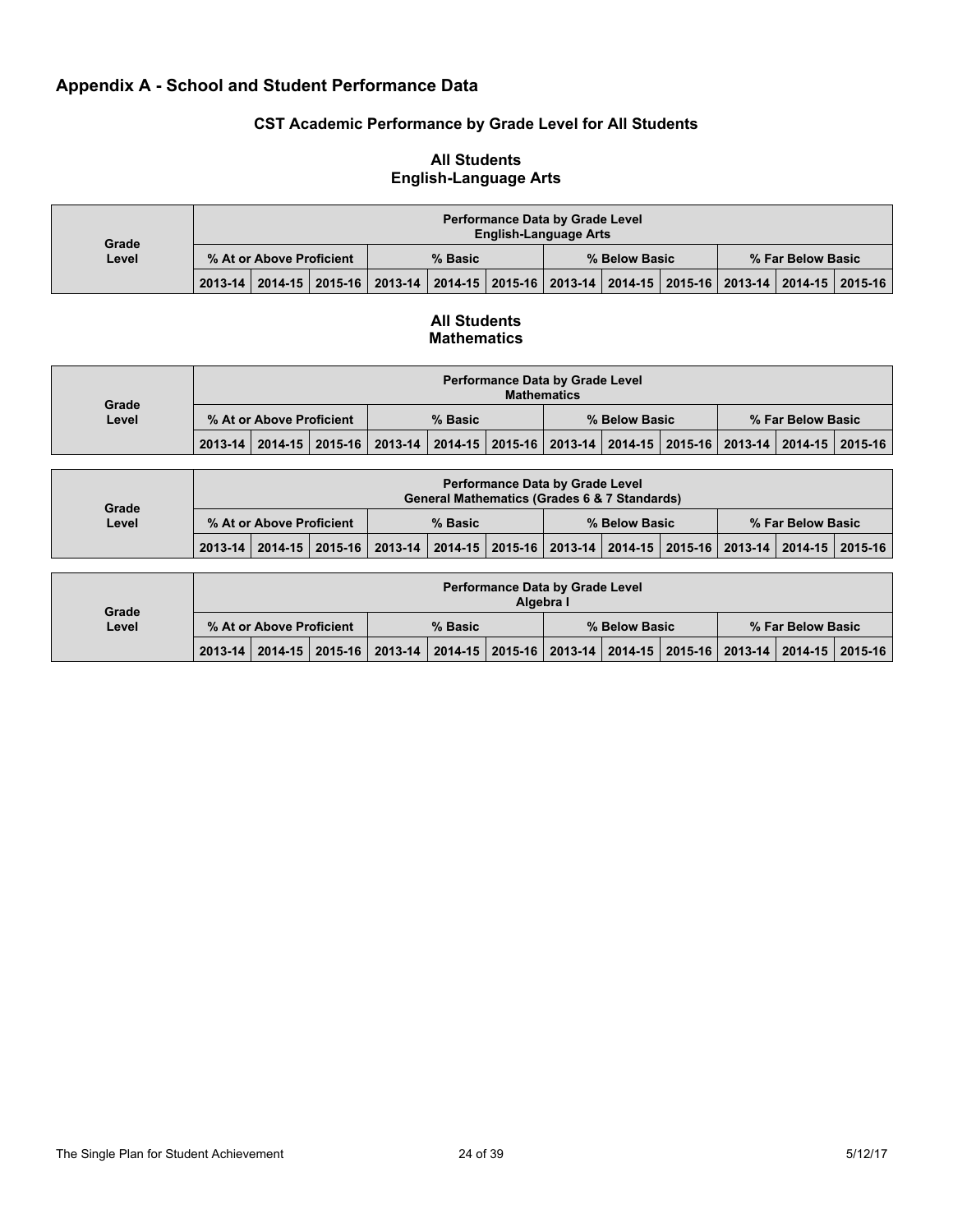## Appendix A - School and Student Performance Data

### CST Academic Performance by Grade Level for All Students

**All Students**
**English-Language Arts**

| Grade Level | Performance Data by Grade Level English-Language Arts | | | | | | | | | | | |
|---|---|---|---|---|---|---|---|---|---|---|---|---|
| | % At or Above Proficient | | | % Basic | | | % Below Basic | | | % Far Below Basic | | |
| | 2013-14 | 2014-15 | 2015-16 | 2013-14 | 2014-15 | 2015-16 | 2013-14 | 2014-15 | 2015-16 | 2013-14 | 2014-15 | 2015-16 |

**All Students**
**Mathematics**

| Grade Level | Performance Data by Grade Level Mathematics | | | | | | | | | | | |
|---|---|---|---|---|---|---|---|---|---|---|---|---|
| | % At or Above Proficient | | | % Basic | | | % Below Basic | | | % Far Below Basic | | |
| | 2013-14 | 2014-15 | 2015-16 | 2013-14 | 2014-15 | 2015-16 | 2013-14 | 2014-15 | 2015-16 | 2013-14 | 2014-15 | 2015-16 |

| Grade Level | Performance Data by Grade Level General Mathematics (Grades 6 & 7 Standards) | | | | | | | | | | | |
|---|---|---|---|---|---|---|---|---|---|---|---|---|
| | % At or Above Proficient | | | % Basic | | | % Below Basic | | | % Far Below Basic | | |
| | 2013-14 | 2014-15 | 2015-16 | 2013-14 | 2014-15 | 2015-16 | 2013-14 | 2014-15 | 2015-16 | 2013-14 | 2014-15 | 2015-16 |

| Grade Level | Performance Data by Grade Level Algebra I | | | | | | | | | | | |
|---|---|---|---|---|---|---|---|---|---|---|---|---|
| | % At or Above Proficient | | | % Basic | | | % Below Basic | | | % Far Below Basic | | |
| | 2013-14 | 2014-15 | 2015-16 | 2013-14 | 2014-15 | 2015-16 | 2013-14 | 2014-15 | 2015-16 | 2013-14 | 2014-15 | 2015-16 |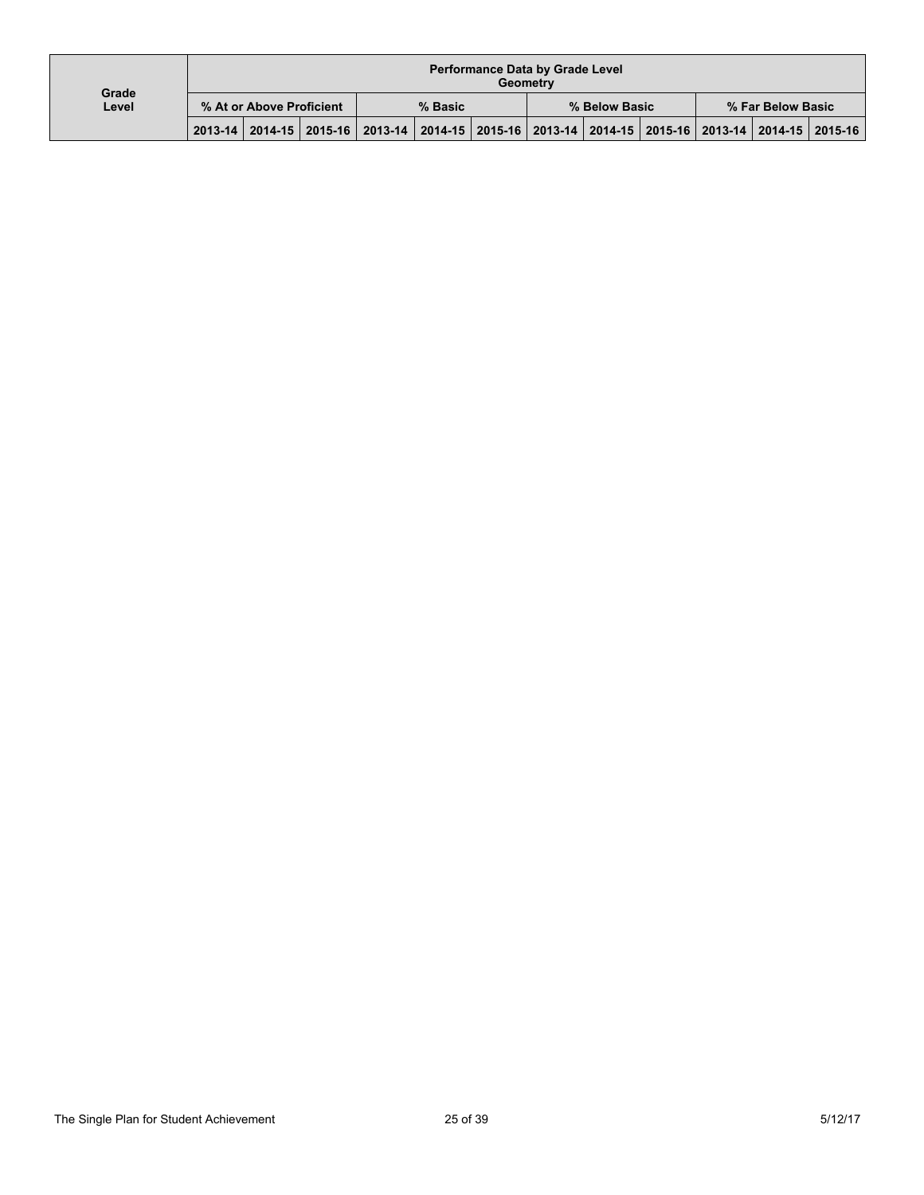| Grade Level | Performance Data by Grade Level Geometry | | | | | | | | | | | |
|---|---|---|---|---|---|---|---|---|---|---|---|---|
| | % At or Above Proficient | | | % Basic | | | % Below Basic | | | % Far Below Basic | | |
| | 2013-14 | 2014-15 | 2015-16 | 2013-14 | 2014-15 | 2015-16 | 2013-14 | 2014-15 | 2015-16 | 2013-14 | 2014-15 | 2015-16 |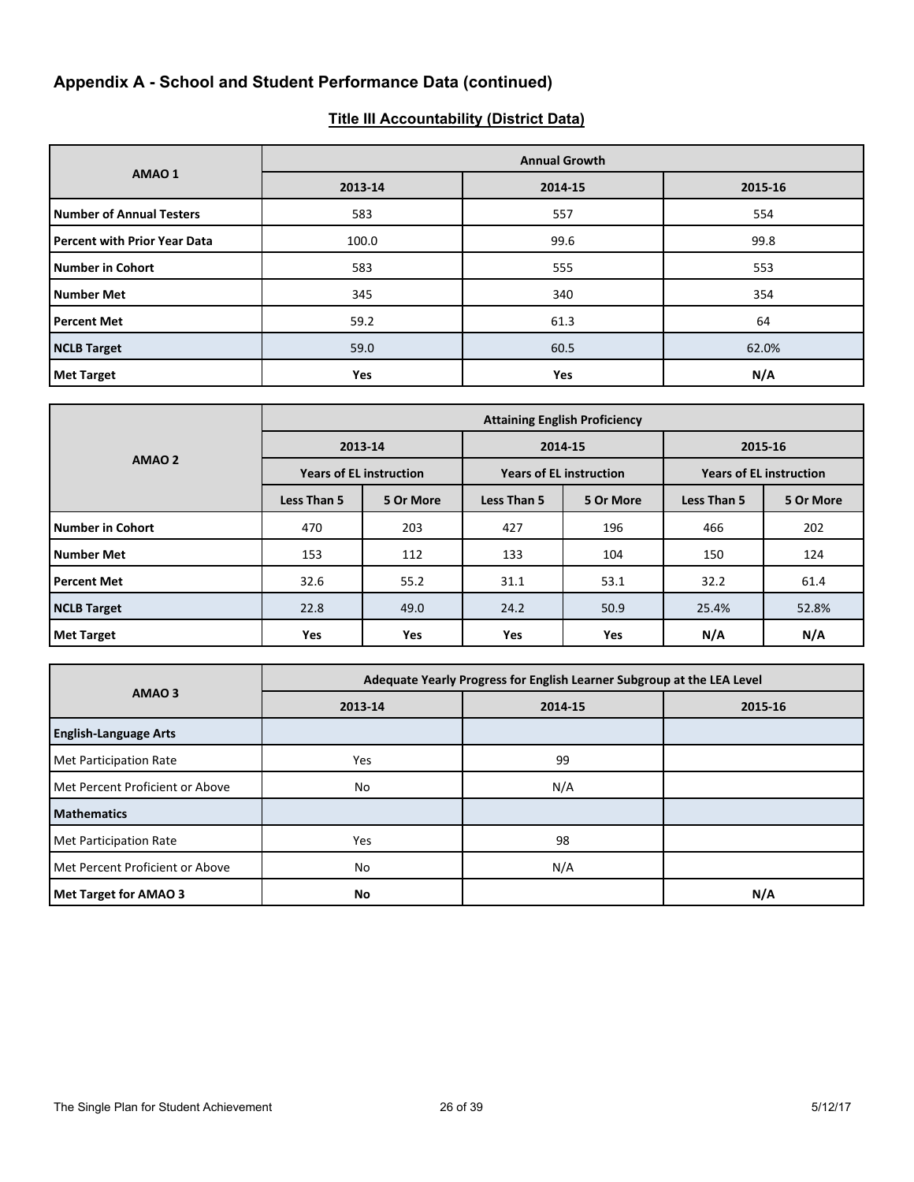## Appendix A - School and Student Performance Data (continued)

### Title III Accountability (District Data)

| AMAO 1 | Annual Growth | | |
|---|---|---|---|
| | 2013-14 | 2014-15 | 2015-16 |
| **Number of Annual Testers** | 583 | 557 | 554 |
| **Percent with Prior Year Data** | 100.0 | 99.6 | 99.8 |
| **Number in Cohort** | 583 | 555 | 553 |
| **Number Met** | 345 | 340 | 354 |
| **Percent Met** | 59.2 | 61.3 | 64 |
| **NCLB Target** | 59.0 | 60.5 | 62.0% |
| **Met Target** | **Yes** | **Yes** | **N/A** |

| AMAO 2 | Attaining English Proficiency | | | | | |
|---|---|---|---|---|---|---|
| | 2013-14 | | 2014-15 | | 2015-16 | |
| | Years of EL instruction | | Years of EL instruction | | Years of EL instruction | |
| | Less Than 5 | 5 Or More | Less Than 5 | 5 Or More | Less Than 5 | 5 Or More |
| **Number in Cohort** | 470 | 203 | 427 | 196 | 466 | 202 |
| **Number Met** | 153 | 112 | 133 | 104 | 150 | 124 |
| **Percent Met** | 32.6 | 55.2 | 31.1 | 53.1 | 32.2 | 61.4 |
| **NCLB Target** | 22.8 | 49.0 | 24.2 | 50.9 | 25.4% | 52.8% |
| **Met Target** | **Yes** | **Yes** | **Yes** | **Yes** | **N/A** | **N/A** |

| AMAO 3 | Adequate Yearly Progress for English Learner Subgroup at the LEA Level | | |
|---|---|---|---|
| | 2013-14 | 2014-15 | 2015-16 |
| **English-Language Arts** | | | |
| Met Participation Rate | Yes | 99 | |
| Met Percent Proficient or Above | No | N/A | |
| **Mathematics** | | | |
| Met Participation Rate | Yes | 98 | |
| Met Percent Proficient or Above | No | N/A | |
| **Met Target for AMAO 3** | **No** | | **N/A** |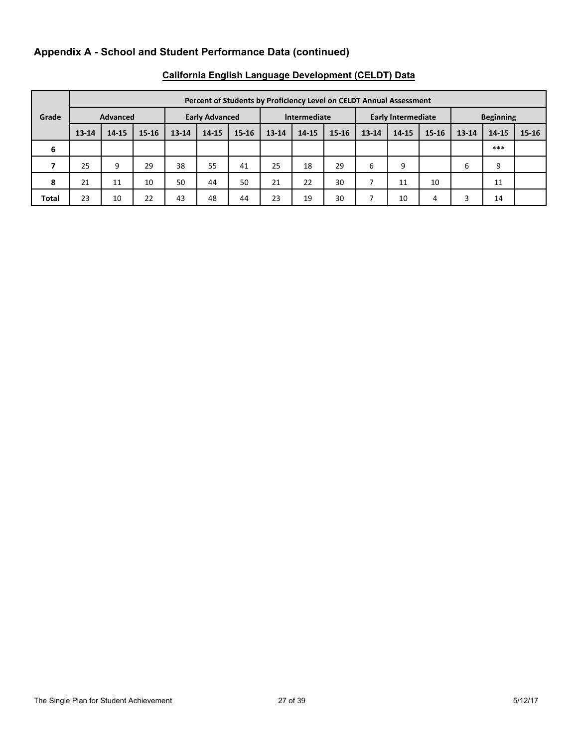## Appendix A - School and Student Performance Data (continued)

### California English Language Development (CELDT) Data

| Grade | Percent of Students by Proficiency Level on CELDT Annual Assessment | | | | | | | | | | | | | | |
|---|---|---|---|---|---|---|---|---|---|---|---|---|---|---|---|
| | Advanced | | | Early Advanced | | | Intermediate | | | Early Intermediate | | | Beginning | | |
| | 13-14 | 14-15 | 15-16 | 13-14 | 14-15 | 15-16 | 13-14 | 14-15 | 15-16 | 13-14 | 14-15 | 15-16 | 13-14 | 14-15 | 15-16 |
| 6 | | | | | | | | | | | | | | *** | |
| 7 | 25 | 9 | 29 | 38 | 55 | 41 | 25 | 18 | 29 | 6 | 9 | | 6 | 9 | |
| 8 | 21 | 11 | 10 | 50 | 44 | 50 | 21 | 22 | 30 | 7 | 11 | 10 | | 11 | |
| Total | 23 | 10 | 22 | 43 | 48 | 44 | 23 | 19 | 30 | 7 | 10 | 4 | 3 | 14 | |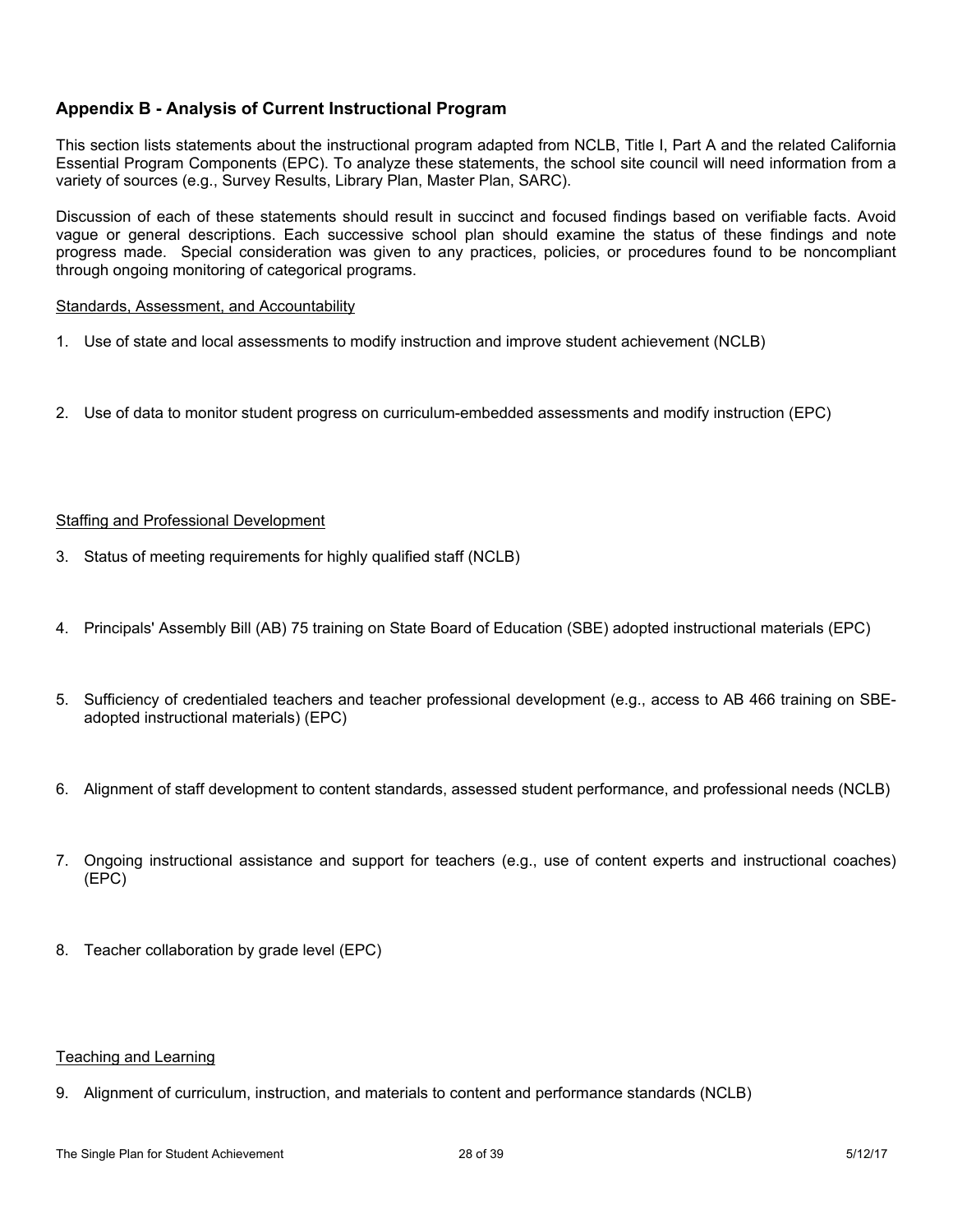## Appendix B - Analysis of Current Instructional Program

This section lists statements about the instructional program adapted from NCLB, Title I, Part A and the related California Essential Program Components (EPC). To analyze these statements, the school site council will need information from a variety of sources (e.g., Survey Results, Library Plan, Master Plan, SARC).

Discussion of each of these statements should result in succinct and focused findings based on verifiable facts. Avoid vague or general descriptions. Each successive school plan should examine the status of these findings and note progress made. Special consideration was given to any practices, policies, or procedures found to be noncompliant through ongoing monitoring of categorical programs.

<u>Standards, Assessment, and Accountability</u>

1. Use of state and local assessments to modify instruction and improve student achievement (NCLB)

2. Use of data to monitor student progress on curriculum-embedded assessments and modify instruction (EPC)

<u>Staffing and Professional Development</u>

3. Status of meeting requirements for highly qualified staff (NCLB)

4. Principals' Assembly Bill (AB) 75 training on State Board of Education (SBE) adopted instructional materials (EPC)

5. Sufficiency of credentialed teachers and teacher professional development (e.g., access to AB 466 training on SBE-adopted instructional materials) (EPC)

6. Alignment of staff development to content standards, assessed student performance, and professional needs (NCLB)

7. Ongoing instructional assistance and support for teachers (e.g., use of content experts and instructional coaches) (EPC)

8. Teacher collaboration by grade level (EPC)

<u>Teaching and Learning</u>

9. Alignment of curriculum, instruction, and materials to content and performance standards (NCLB)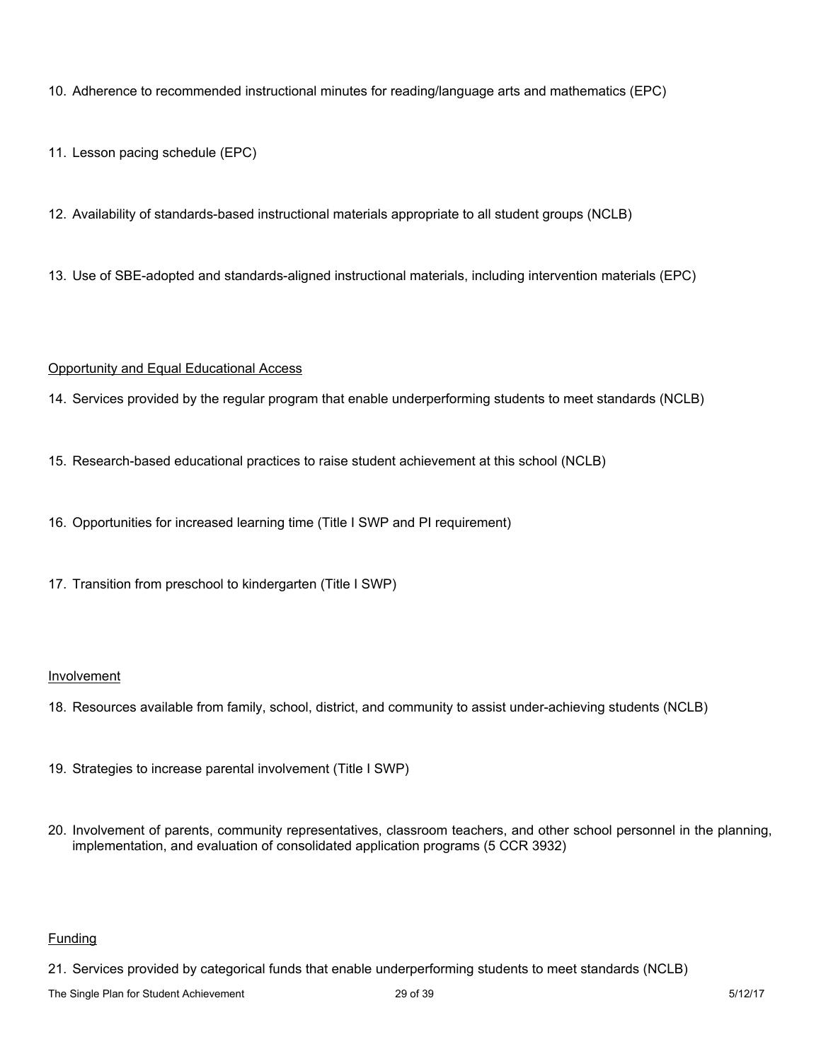10. Adherence to recommended instructional minutes for reading/language arts and mathematics (EPC)

11. Lesson pacing schedule (EPC)

12. Availability of standards-based instructional materials appropriate to all student groups (NCLB)

13. Use of SBE-adopted and standards-aligned instructional materials, including intervention materials (EPC)

<u>Opportunity and Equal Educational Access</u>

14. Services provided by the regular program that enable underperforming students to meet standards (NCLB)

15. Research-based educational practices to raise student achievement at this school (NCLB)

16. Opportunities for increased learning time (Title I SWP and PI requirement)

17. Transition from preschool to kindergarten (Title I SWP)

<u>Involvement</u>

18. Resources available from family, school, district, and community to assist under-achieving students (NCLB)

19. Strategies to increase parental involvement (Title I SWP)

20. Involvement of parents, community representatives, classroom teachers, and other school personnel in the planning, implementation, and evaluation of consolidated application programs (5 CCR 3932)

<u>Funding</u>

21. Services provided by categorical funds that enable underperforming students to meet standards (NCLB)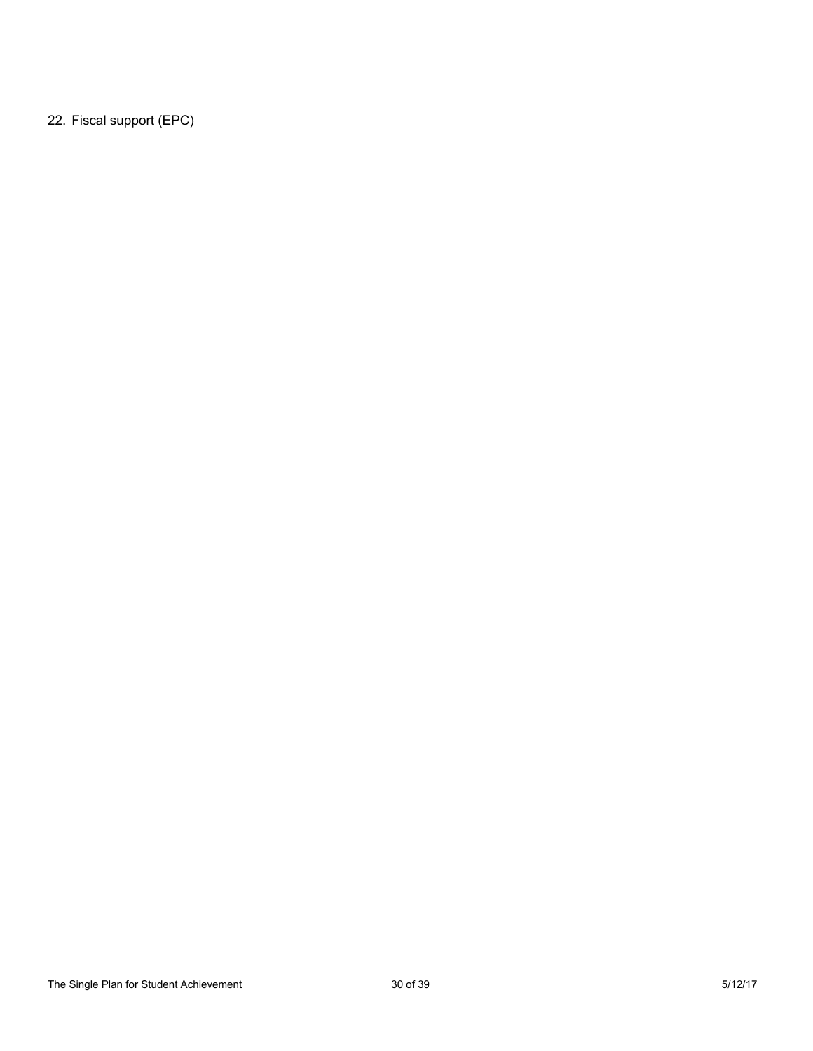22. Fiscal support (EPC)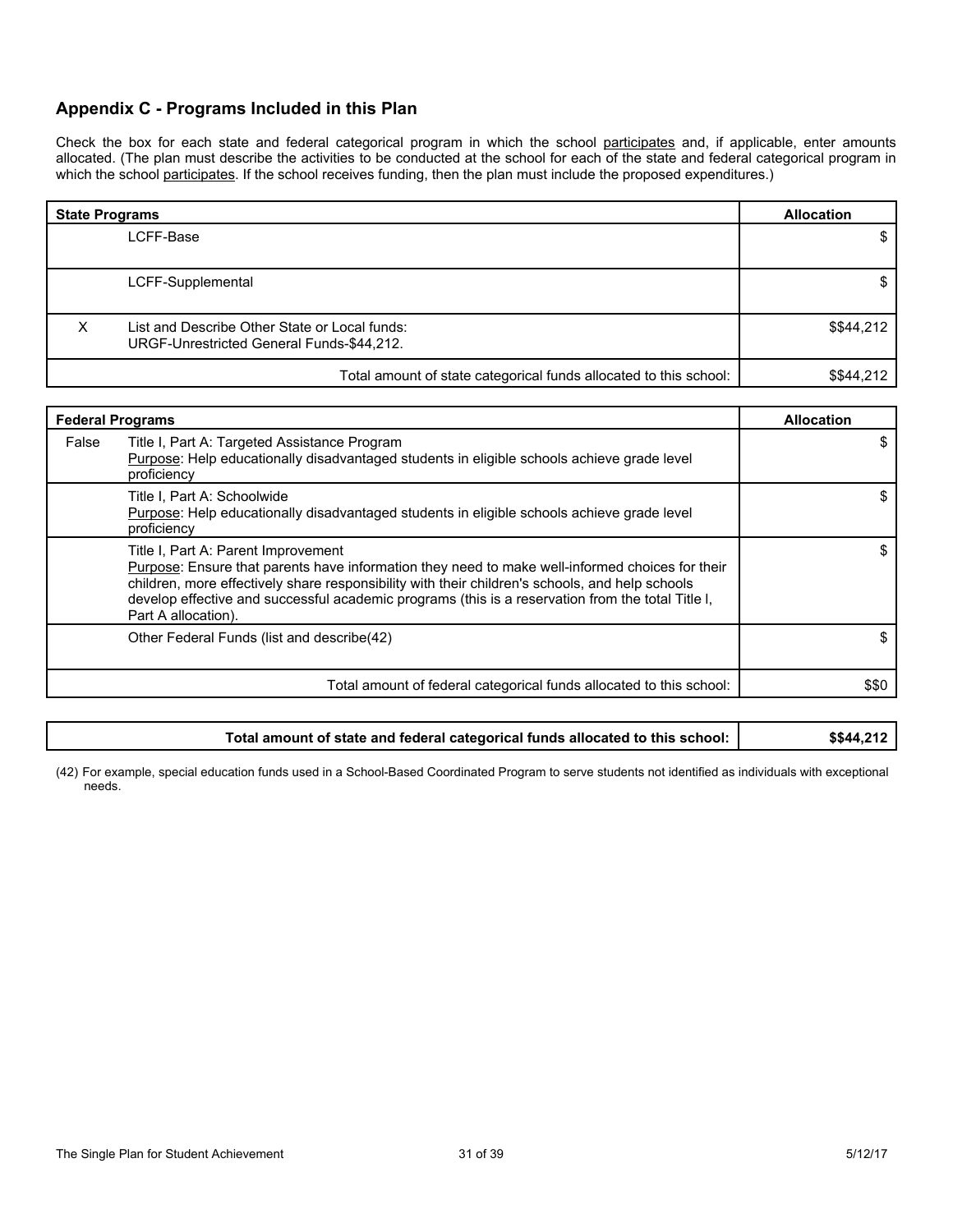## Appendix C - Programs Included in this Plan

Check the box for each state and federal categorical program in which the school participates and, if applicable, enter amounts allocated. (The plan must describe the activities to be conducted at the school for each of the state and federal categorical program in which the school participates. If the school receives funding, then the plan must include the proposed expenditures.)

| | State Programs | Allocation |
|---|---|---|
| | LCFF-Base | $ |
| | LCFF-Supplemental | $ |
| X | List and Describe Other State or Local funds:<br>URGF-Unrestricted General Funds-$44,212. | $$44,212 |
| | Total amount of state categorical funds allocated to this school: | $$44,212 |

| | Federal Programs | Allocation |
|---|---|---|
| False | Title I, Part A: Targeted Assistance Program<br>Purpose: Help educationally disadvantaged students in eligible schools achieve grade level proficiency | $ |
| | Title I, Part A: Schoolwide<br>Purpose: Help educationally disadvantaged students in eligible schools achieve grade level proficiency | $ |
| | Title I, Part A: Parent Improvement<br>Purpose: Ensure that parents have information they need to make well-informed choices for their children, more effectively share responsibility with their children's schools, and help schools develop effective and successful academic programs (this is a reservation from the total Title I, Part A allocation). | $ |
| | Other Federal Funds (list and describe(42) | $ |
| | Total amount of federal categorical funds allocated to this school: | $$0 |

| Total amount of state and federal categorical funds allocated to this school: | $$44,212 |
|---|---|

(42) For example, special education funds used in a School-Based Coordinated Program to serve students not identified as individuals with exceptional needs.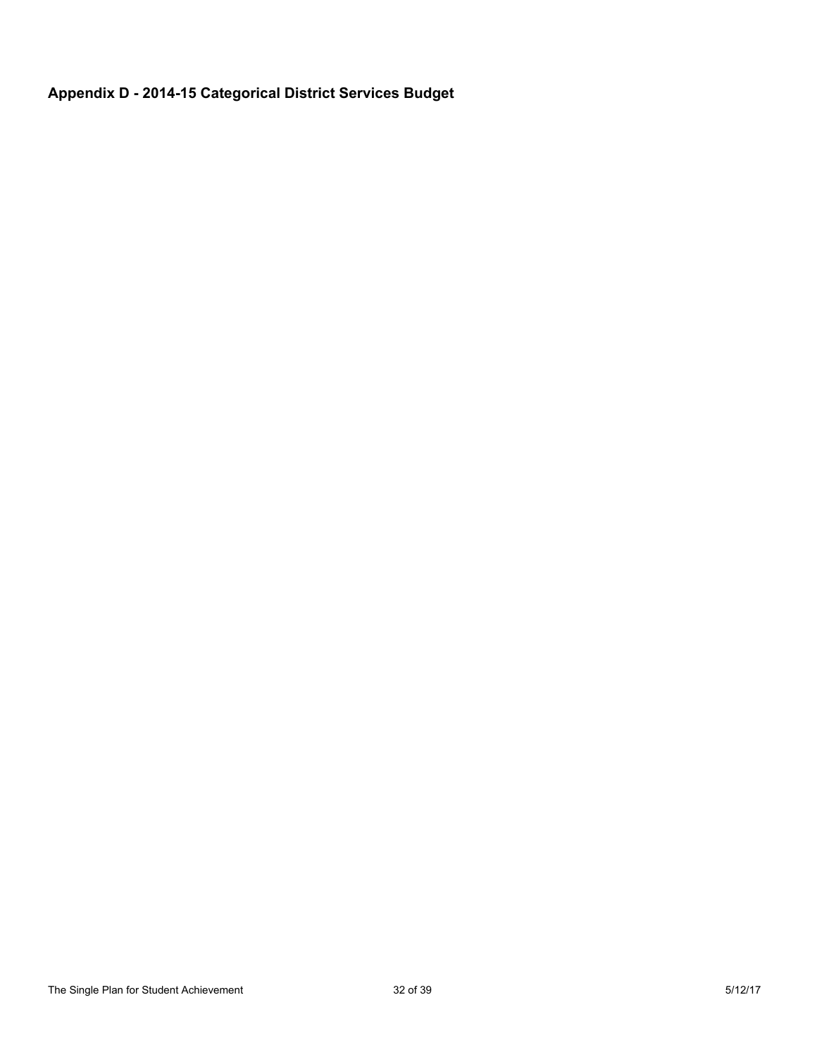## Appendix D - 2014-15 Categorical District Services Budget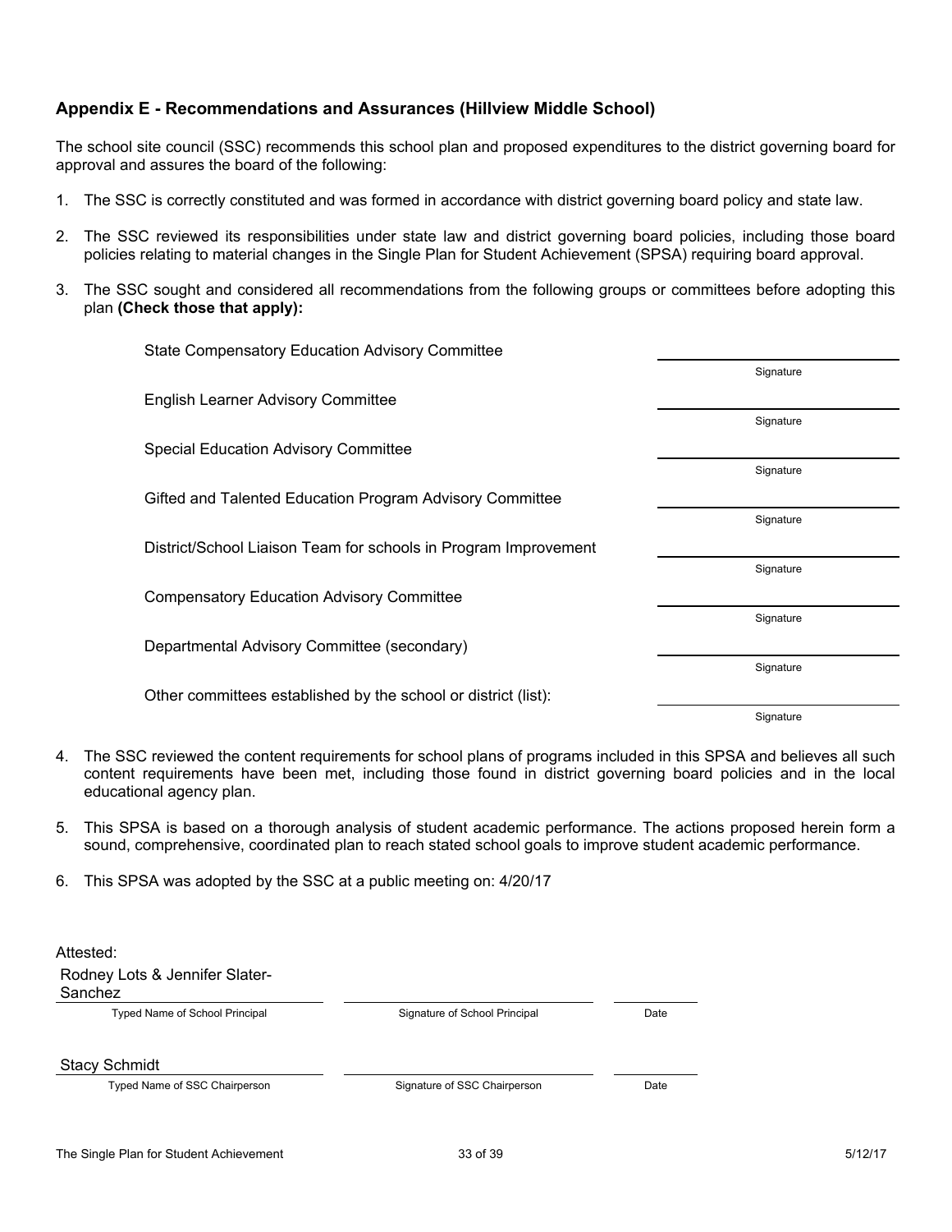## Appendix E - Recommendations and Assurances (Hillview Middle School)

The school site council (SSC) recommends this school plan and proposed expenditures to the district governing board for approval and assures the board of the following:

1. The SSC is correctly constituted and was formed in accordance with district governing board policy and state law.

2. The SSC reviewed its responsibilities under state law and district governing board policies, including those board policies relating to material changes in the Single Plan for Student Achievement (SPSA) requiring board approval.

3. The SSC sought and considered all recommendations from the following groups or committees before adopting this plan **(Check those that apply):**

| Committee | Signature |
|---|---|
| State Compensatory Education Advisory Committee | Signature |
| English Learner Advisory Committee | Signature |
| Special Education Advisory Committee | Signature |
| Gifted and Talented Education Program Advisory Committee | Signature |
| District/School Liaison Team for schools in Program Improvement | Signature |
| Compensatory Education Advisory Committee | Signature |
| Departmental Advisory Committee (secondary) | Signature |
| Other committees established by the school or district (list): | Signature |

4. The SSC reviewed the content requirements for school plans of programs included in this SPSA and believes all such content requirements have been met, including those found in district governing board policies and in the local educational agency plan.

5. This SPSA is based on a thorough analysis of student academic performance. The actions proposed herein form a sound, comprehensive, coordinated plan to reach stated school goals to improve student academic performance.

6. This SPSA was adopted by the SSC at a public meeting on: 4/20/17

Attested:

| Rodney Lots & Jennifer Slater-Sanchez | | |
|---|---|---|
| Typed Name of School Principal | Signature of School Principal | Date |

| Stacy Schmidt | | |
|---|---|---|
| Typed Name of SSC Chairperson | Signature of SSC Chairperson | Date |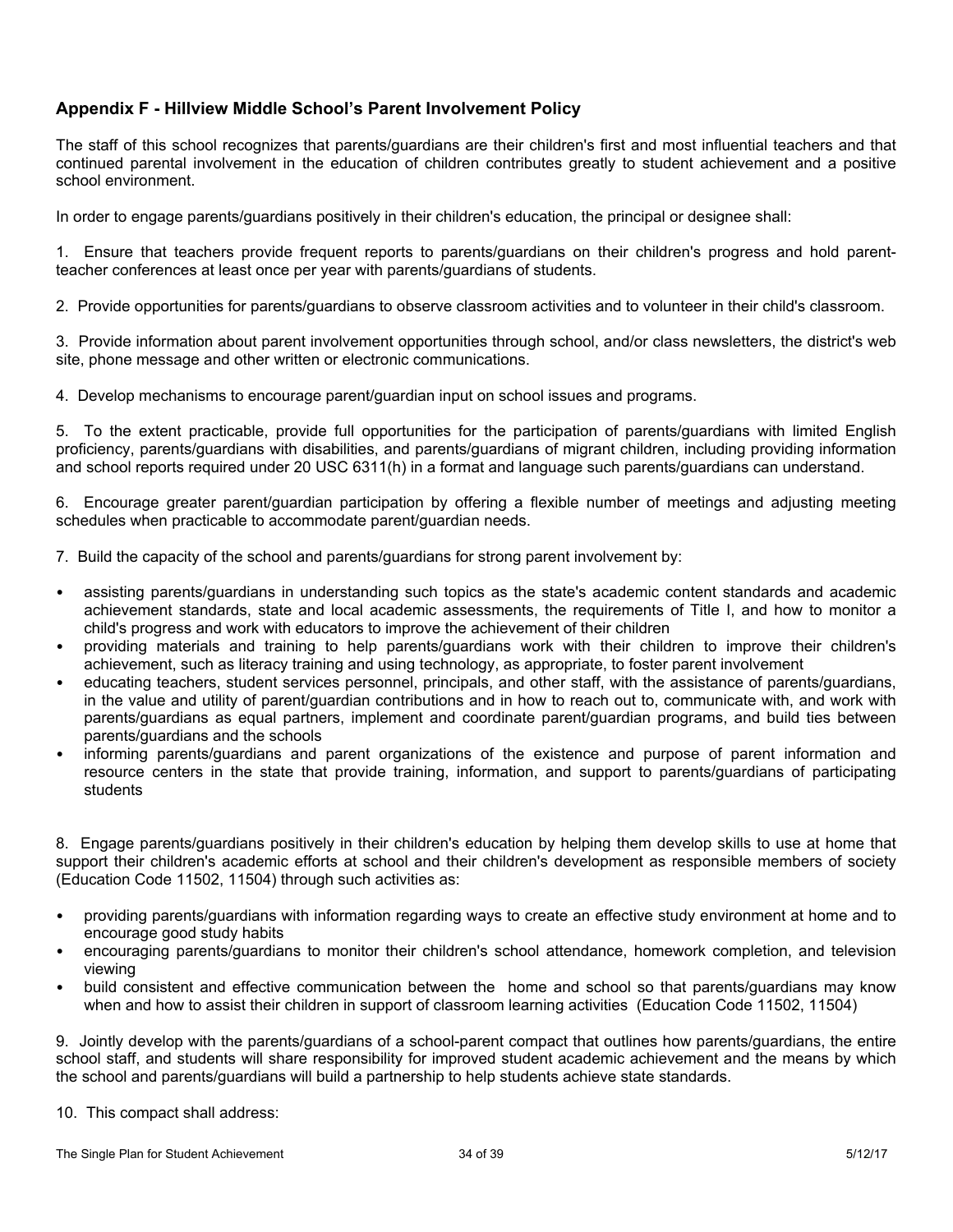### Appendix F - Hillview Middle School's Parent Involvement Policy

The staff of this school recognizes that parents/guardians are their children's first and most influential teachers and that continued parental involvement in the education of children contributes greatly to student achievement and a positive school environment.

In order to engage parents/guardians positively in their children's education, the principal or designee shall:

1. Ensure that teachers provide frequent reports to parents/guardians on their children's progress and hold parent-teacher conferences at least once per year with parents/guardians of students.

2. Provide opportunities for parents/guardians to observe classroom activities and to volunteer in their child's classroom.

3. Provide information about parent involvement opportunities through school, and/or class newsletters, the district's web site, phone message and other written or electronic communications.

4. Develop mechanisms to encourage parent/guardian input on school issues and programs.

5. To the extent practicable, provide full opportunities for the participation of parents/guardians with limited English proficiency, parents/guardians with disabilities, and parents/guardians of migrant children, including providing information and school reports required under 20 USC 6311(h) in a format and language such parents/guardians can understand.

6. Encourage greater parent/guardian participation by offering a flexible number of meetings and adjusting meeting schedules when practicable to accommodate parent/guardian needs.

7. Build the capacity of the school and parents/guardians for strong parent involvement by:

- assisting parents/guardians in understanding such topics as the state's academic content standards and academic achievement standards, state and local academic assessments, the requirements of Title I, and how to monitor a child's progress and work with educators to improve the achievement of their children
- providing materials and training to help parents/guardians work with their children to improve their children's achievement, such as literacy training and using technology, as appropriate, to foster parent involvement
- educating teachers, student services personnel, principals, and other staff, with the assistance of parents/guardians, in the value and utility of parent/guardian contributions and in how to reach out to, communicate with, and work with parents/guardians as equal partners, implement and coordinate parent/guardian programs, and build ties between parents/guardians and the schools
- informing parents/guardians and parent organizations of the existence and purpose of parent information and resource centers in the state that provide training, information, and support to parents/guardians of participating students

8. Engage parents/guardians positively in their children's education by helping them develop skills to use at home that support their children's academic efforts at school and their children's development as responsible members of society (Education Code 11502, 11504) through such activities as:

- providing parents/guardians with information regarding ways to create an effective study environment at home and to encourage good study habits
- encouraging parents/guardians to monitor their children's school attendance, homework completion, and television viewing
- build consistent and effective communication between the home and school so that parents/guardians may know when and how to assist their children in support of classroom learning activities (Education Code 11502, 11504)

9. Jointly develop with the parents/guardians of a school-parent compact that outlines how parents/guardians, the entire school staff, and students will share responsibility for improved student academic achievement and the means by which the school and parents/guardians will build a partnership to help students achieve state standards.

10. This compact shall address: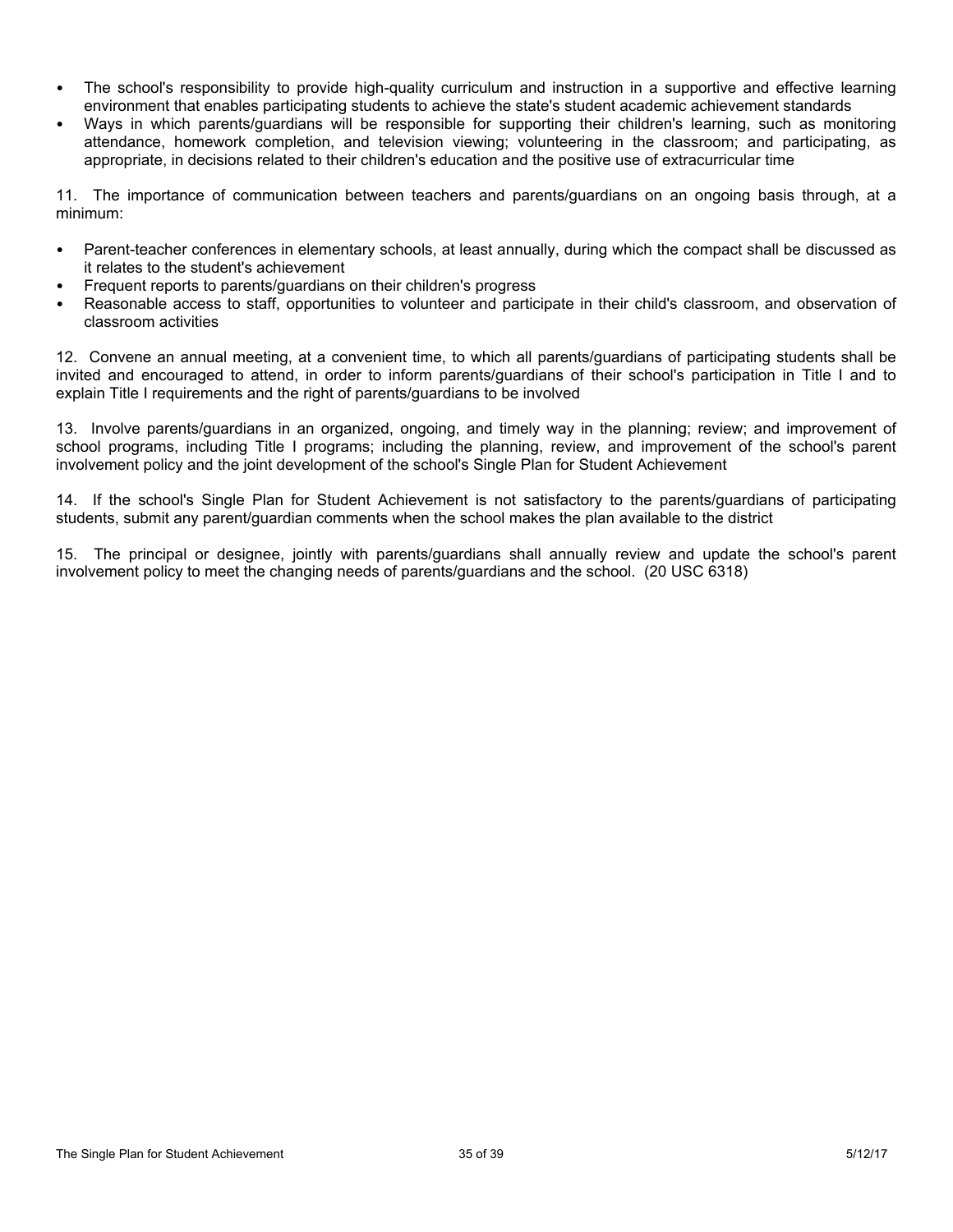- The school's responsibility to provide high-quality curriculum and instruction in a supportive and effective learning environment that enables participating students to achieve the state's student academic achievement standards
- Ways in which parents/guardians will be responsible for supporting their children's learning, such as monitoring attendance, homework completion, and television viewing; volunteering in the classroom; and participating, as appropriate, in decisions related to their children's education and the positive use of extracurricular time

11. The importance of communication between teachers and parents/guardians on an ongoing basis through, at a minimum:

- Parent-teacher conferences in elementary schools, at least annually, during which the compact shall be discussed as it relates to the student's achievement
- Frequent reports to parents/guardians on their children's progress
- Reasonable access to staff, opportunities to volunteer and participate in their child's classroom, and observation of classroom activities

12. Convene an annual meeting, at a convenient time, to which all parents/guardians of participating students shall be invited and encouraged to attend, in order to inform parents/guardians of their school's participation in Title I and to explain Title I requirements and the right of parents/guardians to be involved

13. Involve parents/guardians in an organized, ongoing, and timely way in the planning; review; and improvement of school programs, including Title I programs; including the planning, review, and improvement of the school's parent involvement policy and the joint development of the school's Single Plan for Student Achievement

14. If the school's Single Plan for Student Achievement is not satisfactory to the parents/guardians of participating students, submit any parent/guardian comments when the school makes the plan available to the district

15. The principal or designee, jointly with parents/guardians shall annually review and update the school's parent involvement policy to meet the changing needs of parents/guardians and the school. (20 USC 6318)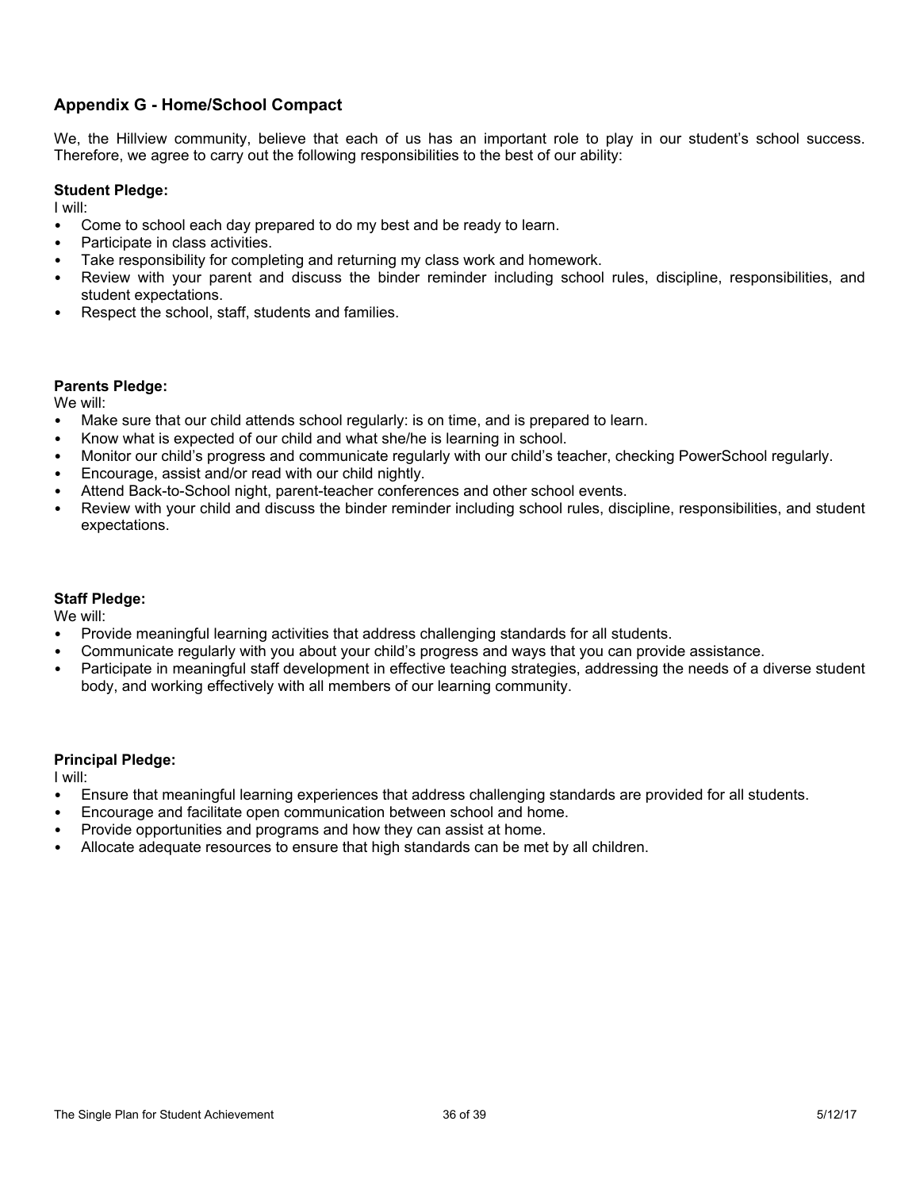## Appendix G - Home/School Compact

We, the Hillview community, believe that each of us has an important role to play in our student's school success. Therefore, we agree to carry out the following responsibilities to the best of our ability:

**Student Pledge:**
I will:

- Come to school each day prepared to do my best and be ready to learn.
- Participate in class activities.
- Take responsibility for completing and returning my class work and homework.
- Review with your parent and discuss the binder reminder including school rules, discipline, responsibilities, and student expectations.
- Respect the school, staff, students and families.

**Parents Pledge:**
We will:

- Make sure that our child attends school regularly: is on time, and is prepared to learn.
- Know what is expected of our child and what she/he is learning in school.
- Monitor our child's progress and communicate regularly with our child's teacher, checking PowerSchool regularly.
- Encourage, assist and/or read with our child nightly.
- Attend Back-to-School night, parent-teacher conferences and other school events.
- Review with your child and discuss the binder reminder including school rules, discipline, responsibilities, and student expectations.

**Staff Pledge:**
We will:

- Provide meaningful learning activities that address challenging standards for all students.
- Communicate regularly with you about your child's progress and ways that you can provide assistance.
- Participate in meaningful staff development in effective teaching strategies, addressing the needs of a diverse student body, and working effectively with all members of our learning community.

**Principal Pledge:**
I will:

- Ensure that meaningful learning experiences that address challenging standards are provided for all students.
- Encourage and facilitate open communication between school and home.
- Provide opportunities and programs and how they can assist at home.
- Allocate adequate resources to ensure that high standards can be met by all children.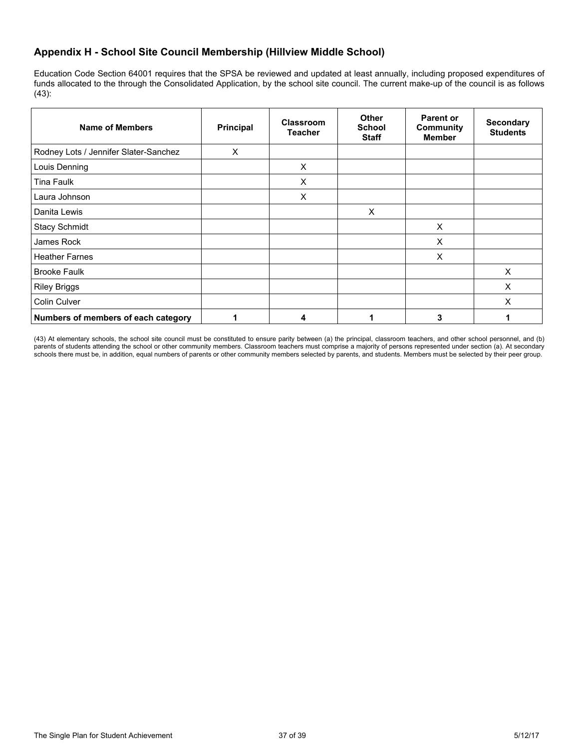## Appendix H - School Site Council Membership (Hillview Middle School)

Education Code Section 64001 requires that the SPSA be reviewed and updated at least annually, including proposed expenditures of funds allocated to the through the Consolidated Application, by the school site council. The current make-up of the council is as follows (43):

| Name of Members | Principal | Classroom Teacher | Other School Staff | Parent or Community Member | Secondary Students |
|---|---|---|---|---|---|
| Rodney Lots / Jennifer Slater-Sanchez | X | | | | |
| Louis Denning | | X | | | |
| Tina Faulk | | X | | | |
| Laura Johnson | | X | | | |
| Danita Lewis | | | X | | |
| Stacy Schmidt | | | | X | |
| James Rock | | | | X | |
| Heather Farnes | | | | X | |
| Brooke Faulk | | | | | X |
| Riley Briggs | | | | | X |
| Colin Culver | | | | | X |
| **Numbers of members of each category** | **1** | **4** | **1** | **3** | **1** |

(43) At elementary schools, the school site council must be constituted to ensure parity between (a) the principal, classroom teachers, and other school personnel, and (b) parents of students attending the school or other community members. Classroom teachers must comprise a majority of persons represented under section (a). At secondary schools there must be, in addition, equal numbers of parents or other community members selected by parents, and students. Members must be selected by their peer group.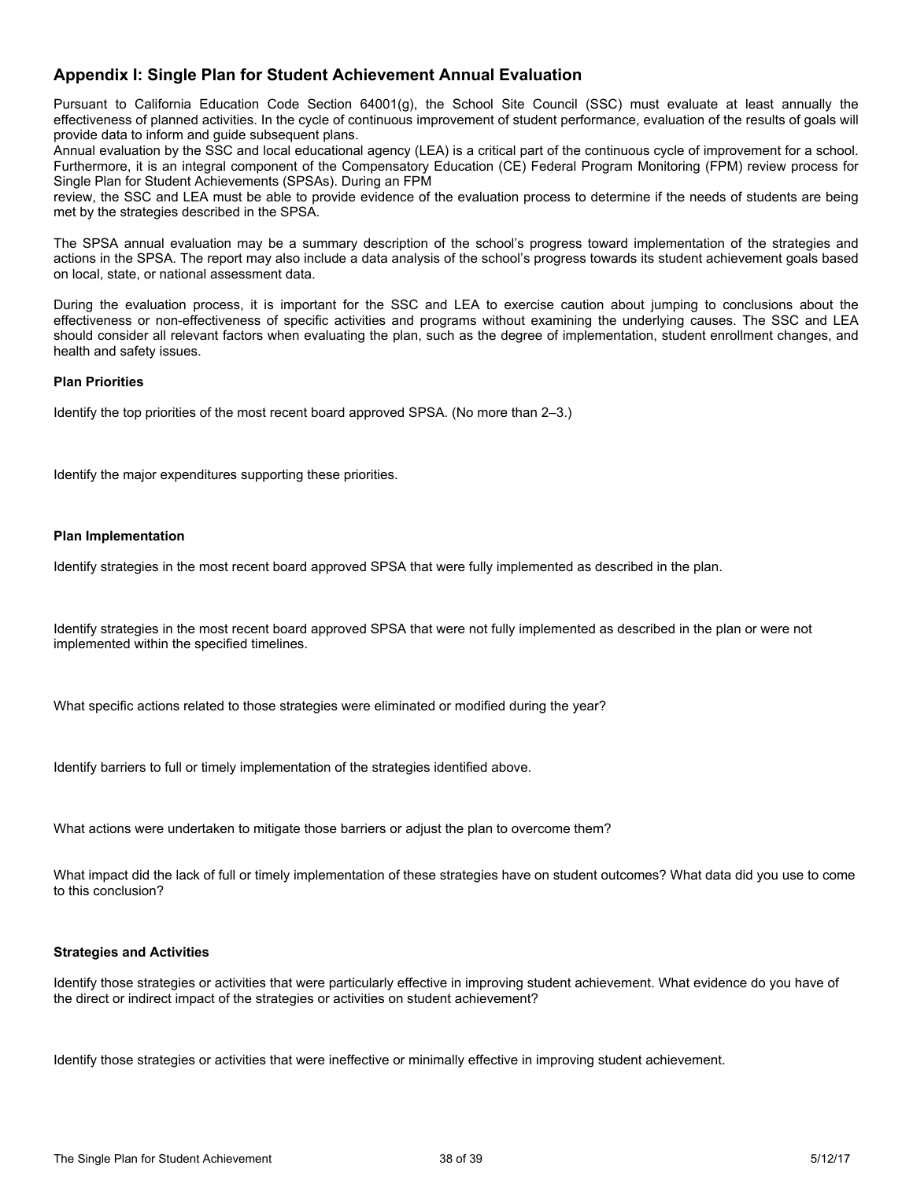## Appendix I: Single Plan for Student Achievement Annual Evaluation

Pursuant to California Education Code Section 64001(g), the School Site Council (SSC) must evaluate at least annually the effectiveness of planned activities. In the cycle of continuous improvement of student performance, evaluation of the results of goals will provide data to inform and guide subsequent plans.
Annual evaluation by the SSC and local educational agency (LEA) is a critical part of the continuous cycle of improvement for a school. Furthermore, it is an integral component of the Compensatory Education (CE) Federal Program Monitoring (FPM) review process for Single Plan for Student Achievements (SPSAs). During an FPM
review, the SSC and LEA must be able to provide evidence of the evaluation process to determine if the needs of students are being met by the strategies described in the SPSA.

The SPSA annual evaluation may be a summary description of the school's progress toward implementation of the strategies and actions in the SPSA. The report may also include a data analysis of the school's progress towards its student achievement goals based on local, state, or national assessment data.

During the evaluation process, it is important for the SSC and LEA to exercise caution about jumping to conclusions about the effectiveness or non-effectiveness of specific activities and programs without examining the underlying causes. The SSC and LEA should consider all relevant factors when evaluating the plan, such as the degree of implementation, student enrollment changes, and health and safety issues.

**Plan Priorities**

Identify the top priorities of the most recent board approved SPSA. (No more than 2–3.)

Identify the major expenditures supporting these priorities.

**Plan Implementation**

Identify strategies in the most recent board approved SPSA that were fully implemented as described in the plan.

Identify strategies in the most recent board approved SPSA that were not fully implemented as described in the plan or were not implemented within the specified timelines.

What specific actions related to those strategies were eliminated or modified during the year?

Identify barriers to full or timely implementation of the strategies identified above.

What actions were undertaken to mitigate those barriers or adjust the plan to overcome them?

What impact did the lack of full or timely implementation of these strategies have on student outcomes? What data did you use to come to this conclusion?

**Strategies and Activities**

Identify those strategies or activities that were particularly effective in improving student achievement. What evidence do you have of the direct or indirect impact of the strategies or activities on student achievement?

Identify those strategies or activities that were ineffective or minimally effective in improving student achievement.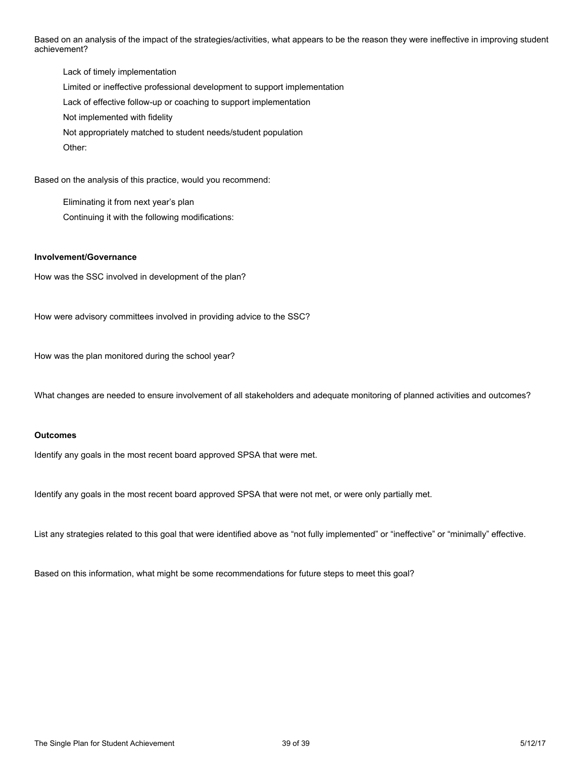Based on an analysis of the impact of the strategies/activities, what appears to be the reason they were ineffective in improving student achievement?

- Lack of timely implementation
- Limited or ineffective professional development to support implementation
- Lack of effective follow-up or coaching to support implementation
- Not implemented with fidelity
- Not appropriately matched to student needs/student population
- Other:

Based on the analysis of this practice, would you recommend:

- Eliminating it from next year's plan
- Continuing it with the following modifications:

**Involvement/Governance**

How was the SSC involved in development of the plan?

How were advisory committees involved in providing advice to the SSC?

How was the plan monitored during the school year?

What changes are needed to ensure involvement of all stakeholders and adequate monitoring of planned activities and outcomes?

**Outcomes**

Identify any goals in the most recent board approved SPSA that were met.

Identify any goals in the most recent board approved SPSA that were not met, or were only partially met.

List any strategies related to this goal that were identified above as "not fully implemented" or "ineffective" or "minimally" effective.

Based on this information, what might be some recommendations for future steps to meet this goal?